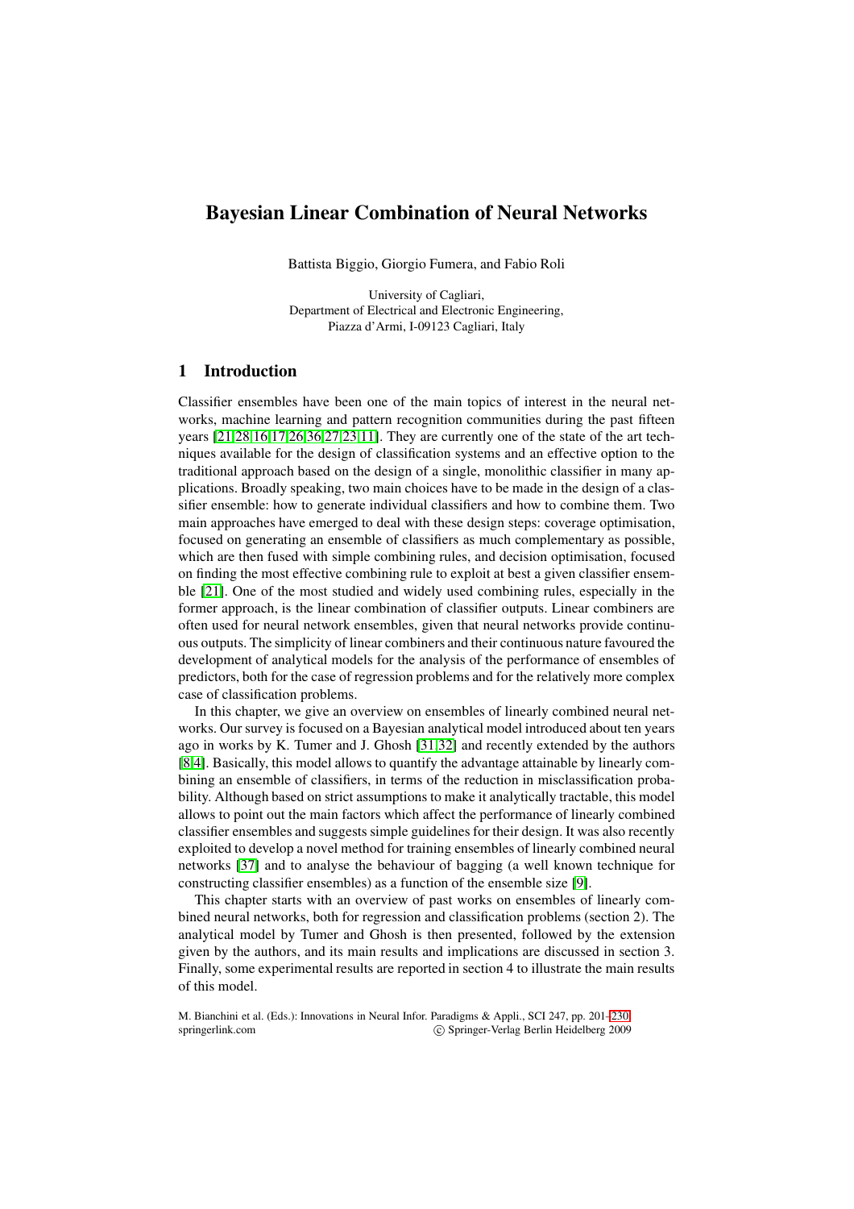# Bayesian Linear Combination of Neural Networks

Battista Biggio, Giorgio Fumera, and Fabio Roli

University of Cagliari,
Department of Electrical and Electronic Engineering,
Piazza d'Armi, I-09123 Cagliari, Italy

## 1 Introduction

Classifier ensembles have been one of the main topics of interest in the neural networks, machine learning and pattern recognition communities during the past fifteen years [21,28,16,17,26,36,27,23,11]. They are currently one of the state of the art techniques available for the design of classification systems and an effective option to the traditional approach based on the design of a single, monolithic classifier in many applications. Broadly speaking, two main choices have to be made in the design of a classifier ensemble: how to generate individual classifiers and how to combine them. Two main approaches have emerged to deal with these design steps: coverage optimisation, focused on generating an ensemble of classifiers as much complementary as possible, which are then fused with simple combining rules, and decision optimisation, focused on finding the most effective combining rule to exploit at best a given classifier ensemble [21]. One of the most studied and widely used combining rules, especially in the former approach, is the linear combination of classifier outputs. Linear combiners are often used for neural network ensembles, given that neural networks provide continuous outputs. The simplicity of linear combiners and their continuous nature favoured the development of analytical models for the analysis of the performance of ensembles of predictors, both for the case of regression problems and for the relatively more complex case of classification problems.

In this chapter, we give an overview on ensembles of linearly combined neural networks. Our survey is focused on a Bayesian analytical model introduced about ten years ago in works by K. Tumer and J. Ghosh [31,32] and recently extended by the authors [8,4]. Basically, this model allows to quantify the advantage attainable by linearly combining an ensemble of classifiers, in terms of the reduction in misclassification probability. Although based on strict assumptions to make it analytically tractable, this model allows to point out the main factors which affect the performance of linearly combined classifier ensembles and suggests simple guidelines for their design. It was also recently exploited to develop a novel method for training ensembles of linearly combined neural networks [37] and to analyse the behaviour of bagging (a well known technique for constructing classifier ensembles) as a function of the ensemble size [9].

This chapter starts with an overview of past works on ensembles of linearly combined neural networks, both for regression and classification problems (section 2). The analytical model by Tumer and Ghosh is then presented, followed by the extension given by the authors, and its main results and implications are discussed in section 3. Finally, some experimental results are reported in section 4 to illustrate the main results of this model.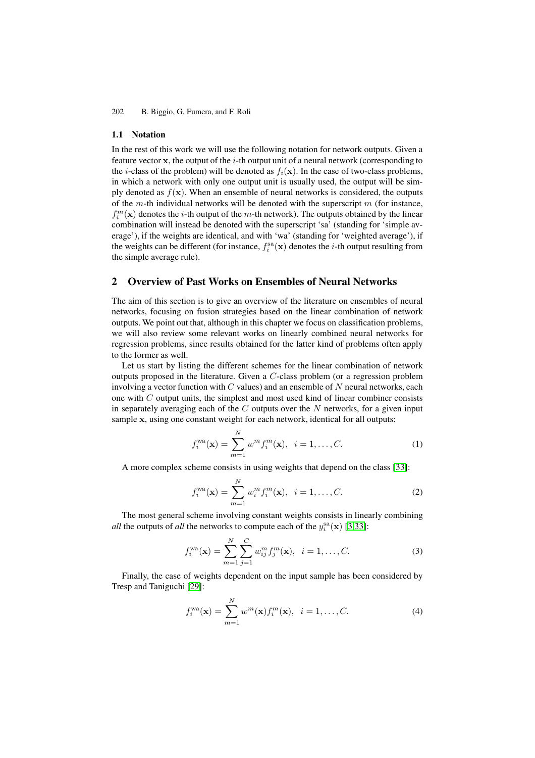### 1.1 Notation

In the rest of this work we will use the following notation for network outputs. Given a feature vector $\mathbf{x}$, the output of the $i$-th output unit of a neural network (corresponding to the $i$-class of the problem) will be denoted as $f_i(\mathbf{x})$. In the case of two-class problems, in which a network with only one output unit is usually used, the output will be simply denoted as $f(\mathbf{x})$. When an ensemble of neural networks is considered, the outputs of the $m$-th individual networks will be denoted with the superscript $m$ (for instance, $f_i^m(\mathbf{x})$ denotes the $i$-th output of the $m$-th network). The outputs obtained by the linear combination will instead be denoted with the superscript 'sa' (standing for 'simple average'), if the weights are identical, and with 'wa' (standing for 'weighted average'), if the weights can be different (for instance, $f_i^{\text{sa}}(\mathbf{x})$ denotes the $i$-th output resulting from the simple average rule).

## 2 Overview of Past Works on Ensembles of Neural Networks

The aim of this section is to give an overview of the literature on ensembles of neural networks, focusing on fusion strategies based on the linear combination of network outputs. We point out that, although in this chapter we focus on classification problems, we will also review some relevant works on linearly combined neural networks for regression problems, since results obtained for the latter kind of problems often apply to the former as well.

Let us start by listing the different schemes for the linear combination of network outputs proposed in the literature. Given a $C$-class problem (or a regression problem involving a vector function with $C$ values) and an ensemble of $N$ neural networks, each one with $C$ output units, the simplest and most used kind of linear combiner consists in separately averaging each of the $C$ outputs over the $N$ networks, for a given input sample $\mathbf{x}$, using one constant weight for each network, identical for all outputs:

$$f_i^{\text{wa}}(\mathbf{x}) = \sum_{m=1}^{N} w^m f_i^m(\mathbf{x}), \quad i = 1, \ldots, C. \tag{1}$$

A more complex scheme consists in using weights that depend on the class [33]:

$$f_i^{\text{wa}}(\mathbf{x}) = \sum_{m=1}^{N} w_i^m f_i^m(\mathbf{x}), \quad i = 1, \ldots, C. \tag{2}$$

The most general scheme involving constant weights consists in linearly combining *all* the outputs of *all* the networks to compute each of the $y_i^{\text{sa}}(\mathbf{x})$ [3,33]:

$$f_i^{\text{wa}}(\mathbf{x}) = \sum_{m=1}^{N} \sum_{j=1}^{C} w_{ij}^m f_j^m(\mathbf{x}), \quad i = 1, \ldots, C. \tag{3}$$

Finally, the case of weights dependent on the input sample has been considered by Tresp and Taniguchi [29]:

$$f_i^{\text{wa}}(\mathbf{x}) = \sum_{m=1}^{N} w^m(\mathbf{x}) f_i^m(\mathbf{x}), \quad i = 1, \ldots, C. \tag{4}$$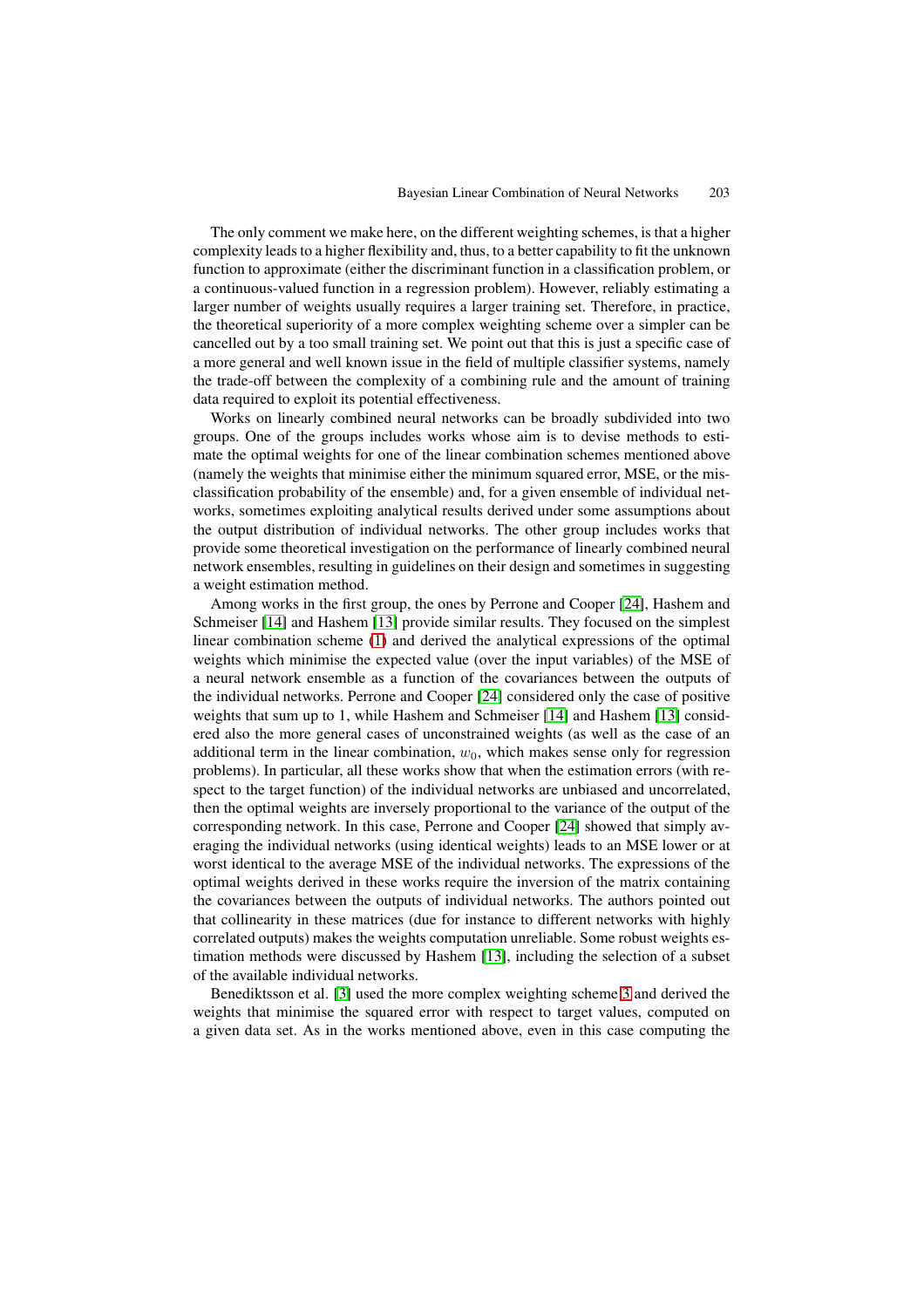The only comment we make here, on the different weighting schemes, is that a higher complexity leads to a higher flexibility and, thus, to a better capability to fit the unknown function to approximate (either the discriminant function in a classification problem, or a continuous-valued function in a regression problem). However, reliably estimating a larger number of weights usually requires a larger training set. Therefore, in practice, the theoretical superiority of a more complex weighting scheme over a simpler can be cancelled out by a too small training set. We point out that this is just a specific case of a more general and well known issue in the field of multiple classifier systems, namely the trade-off between the complexity of a combining rule and the amount of training data required to exploit its potential effectiveness.

Works on linearly combined neural networks can be broadly subdivided into two groups. One of the groups includes works whose aim is to devise methods to estimate the optimal weights for one of the linear combination schemes mentioned above (namely the weights that minimise either the minimum squared error, MSE, or the misclassification probability of the ensemble) and, for a given ensemble of individual networks, sometimes exploiting analytical results derived under some assumptions about the output distribution of individual networks. The other group includes works that provide some theoretical investigation on the performance of linearly combined neural network ensembles, resulting in guidelines on their design and sometimes in suggesting a weight estimation method.

Among works in the first group, the ones by Perrone and Cooper [24], Hashem and Schmeiser [14] and Hashem [13] provide similar results. They focused on the simplest linear combination scheme (1) and derived the analytical expressions of the optimal weights which minimise the expected value (over the input variables) of the MSE of a neural network ensemble as a function of the covariances between the outputs of the individual networks. Perrone and Cooper [24] considered only the case of positive weights that sum up to 1, while Hashem and Schmeiser [14] and Hashem [13] considered also the more general cases of unconstrained weights (as well as the case of an additional term in the linear combination, $w_0$, which makes sense only for regression problems). In particular, all these works show that when the estimation errors (with respect to the target function) of the individual networks are unbiased and uncorrelated, then the optimal weights are inversely proportional to the variance of the output of the corresponding network. In this case, Perrone and Cooper [24] showed that simply averaging the individual networks (using identical weights) leads to an MSE lower or at worst identical to the average MSE of the individual networks. The expressions of the optimal weights derived in these works require the inversion of the matrix containing the covariances between the outputs of individual networks. The authors pointed out that collinearity in these matrices (due for instance to different networks with highly correlated outputs) makes the weights computation unreliable. Some robust weights estimation methods were discussed by Hashem [13], including the selection of a subset of the available individual networks.

Benediktsson et al. [3] used the more complex weighting scheme 3 and derived the weights that minimise the squared error with respect to target values, computed on a given data set. As in the works mentioned above, even in this case computing the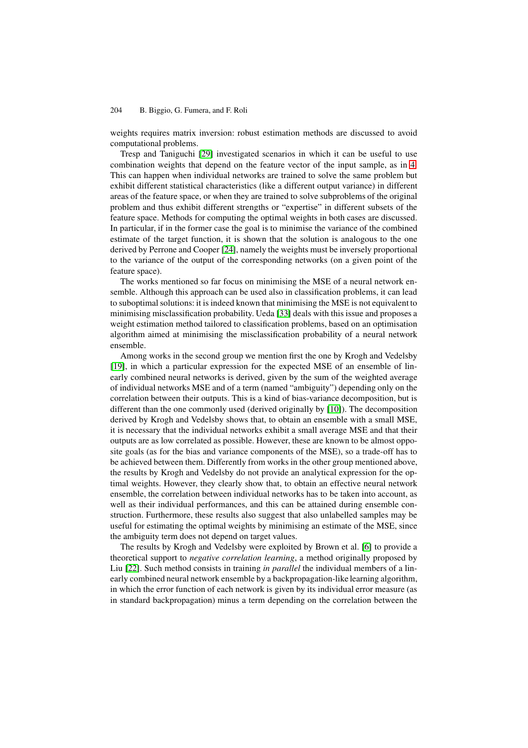weights requires matrix inversion: robust estimation methods are discussed to avoid computational problems.

Tresp and Taniguchi [29] investigated scenarios in which it can be useful to use combination weights that depend on the feature vector of the input sample, as in 4. This can happen when individual networks are trained to solve the same problem but exhibit different statistical characteristics (like a different output variance) in different areas of the feature space, or when they are trained to solve subproblems of the original problem and thus exhibit different strengths or "expertise" in different subsets of the feature space. Methods for computing the optimal weights in both cases are discussed. In particular, if in the former case the goal is to minimise the variance of the combined estimate of the target function, it is shown that the solution is analogous to the one derived by Perrone and Cooper [24], namely the weights must be inversely proportional to the variance of the output of the corresponding networks (on a given point of the feature space).

The works mentioned so far focus on minimising the MSE of a neural network ensemble. Although this approach can be used also in classification problems, it can lead to suboptimal solutions: it is indeed known that minimising the MSE is not equivalent to minimising misclassification probability. Ueda [33] deals with this issue and proposes a weight estimation method tailored to classification problems, based on an optimisation algorithm aimed at minimising the misclassification probability of a neural network ensemble.

Among works in the second group we mention first the one by Krogh and Vedelsby [19], in which a particular expression for the expected MSE of an ensemble of linearly combined neural networks is derived, given by the sum of the weighted average of individual networks MSE and of a term (named "ambiguity") depending only on the correlation between their outputs. This is a kind of bias-variance decomposition, but is different than the one commonly used (derived originally by [10]). The decomposition derived by Krogh and Vedelsby shows that, to obtain an ensemble with a small MSE, it is necessary that the individual networks exhibit a small average MSE and that their outputs are as low correlated as possible. However, these are known to be almost opposite goals (as for the bias and variance components of the MSE), so a trade-off has to be achieved between them. Differently from works in the other group mentioned above, the results by Krogh and Vedelsby do not provide an analytical expression for the optimal weights. However, they clearly show that, to obtain an effective neural network ensemble, the correlation between individual networks has to be taken into account, as well as their individual performances, and this can be attained during ensemble construction. Furthermore, these results also suggest that also unlabelled samples may be useful for estimating the optimal weights by minimising an estimate of the MSE, since the ambiguity term does not depend on target values.

The results by Krogh and Vedelsby were exploited by Brown et al. [6] to provide a theoretical support to *negative correlation learning*, a method originally proposed by Liu [22]. Such method consists in training *in parallel* the individual members of a linearly combined neural network ensemble by a backpropagation-like learning algorithm, in which the error function of each network is given by its individual error measure (as in standard backpropagation) minus a term depending on the correlation between the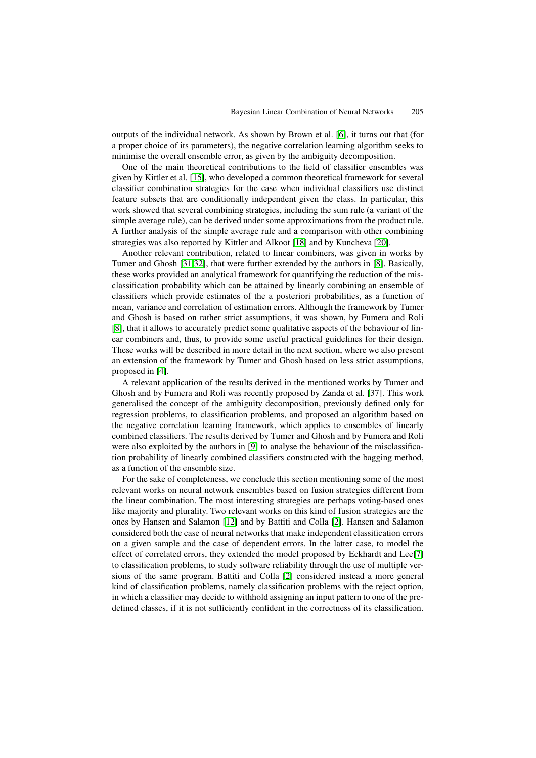outputs of the individual network. As shown by Brown et al. [6], it turns out that (for a proper choice of its parameters), the negative correlation learning algorithm seeks to minimise the overall ensemble error, as given by the ambiguity decomposition.

One of the main theoretical contributions to the field of classifier ensembles was given by Kittler et al. [15], who developed a common theoretical framework for several classifier combination strategies for the case when individual classifiers use distinct feature subsets that are conditionally independent given the class. In particular, this work showed that several combining strategies, including the sum rule (a variant of the simple average rule), can be derived under some approximations from the product rule. A further analysis of the simple average rule and a comparison with other combining strategies was also reported by Kittler and Alkoot [18] and by Kuncheva [20].

Another relevant contribution, related to linear combiners, was given in works by Tumer and Ghosh [31,32], that were further extended by the authors in [8]. Basically, these works provided an analytical framework for quantifying the reduction of the misclassification probability which can be attained by linearly combining an ensemble of classifiers which provide estimates of the a posteriori probabilities, as a function of mean, variance and correlation of estimation errors. Although the framework by Tumer and Ghosh is based on rather strict assumptions, it was shown, by Fumera and Roli [8], that it allows to accurately predict some qualitative aspects of the behaviour of linear combiners and, thus, to provide some useful practical guidelines for their design. These works will be described in more detail in the next section, where we also present an extension of the framework by Tumer and Ghosh based on less strict assumptions, proposed in [4].

A relevant application of the results derived in the mentioned works by Tumer and Ghosh and by Fumera and Roli was recently proposed by Zanda et al. [37]. This work generalised the concept of the ambiguity decomposition, previously defined only for regression problems, to classification problems, and proposed an algorithm based on the negative correlation learning framework, which applies to ensembles of linearly combined classifiers. The results derived by Tumer and Ghosh and by Fumera and Roli were also exploited by the authors in [9] to analyse the behaviour of the misclassification probability of linearly combined classifiers constructed with the bagging method, as a function of the ensemble size.

For the sake of completeness, we conclude this section mentioning some of the most relevant works on neural network ensembles based on fusion strategies different from the linear combination. The most interesting strategies are perhaps voting-based ones like majority and plurality. Two relevant works on this kind of fusion strategies are the ones by Hansen and Salamon [12] and by Battiti and Colla [2]. Hansen and Salamon considered both the case of neural networks that make independent classification errors on a given sample and the case of dependent errors. In the latter case, to model the effect of correlated errors, they extended the model proposed by Eckhardt and Lee[7] to classification problems, to study software reliability through the use of multiple versions of the same program. Battiti and Colla [2] considered instead a more general kind of classification problems, namely classification problems with the reject option, in which a classifier may decide to withhold assigning an input pattern to one of the predefined classes, if it is not sufficiently confident in the correctness of its classification.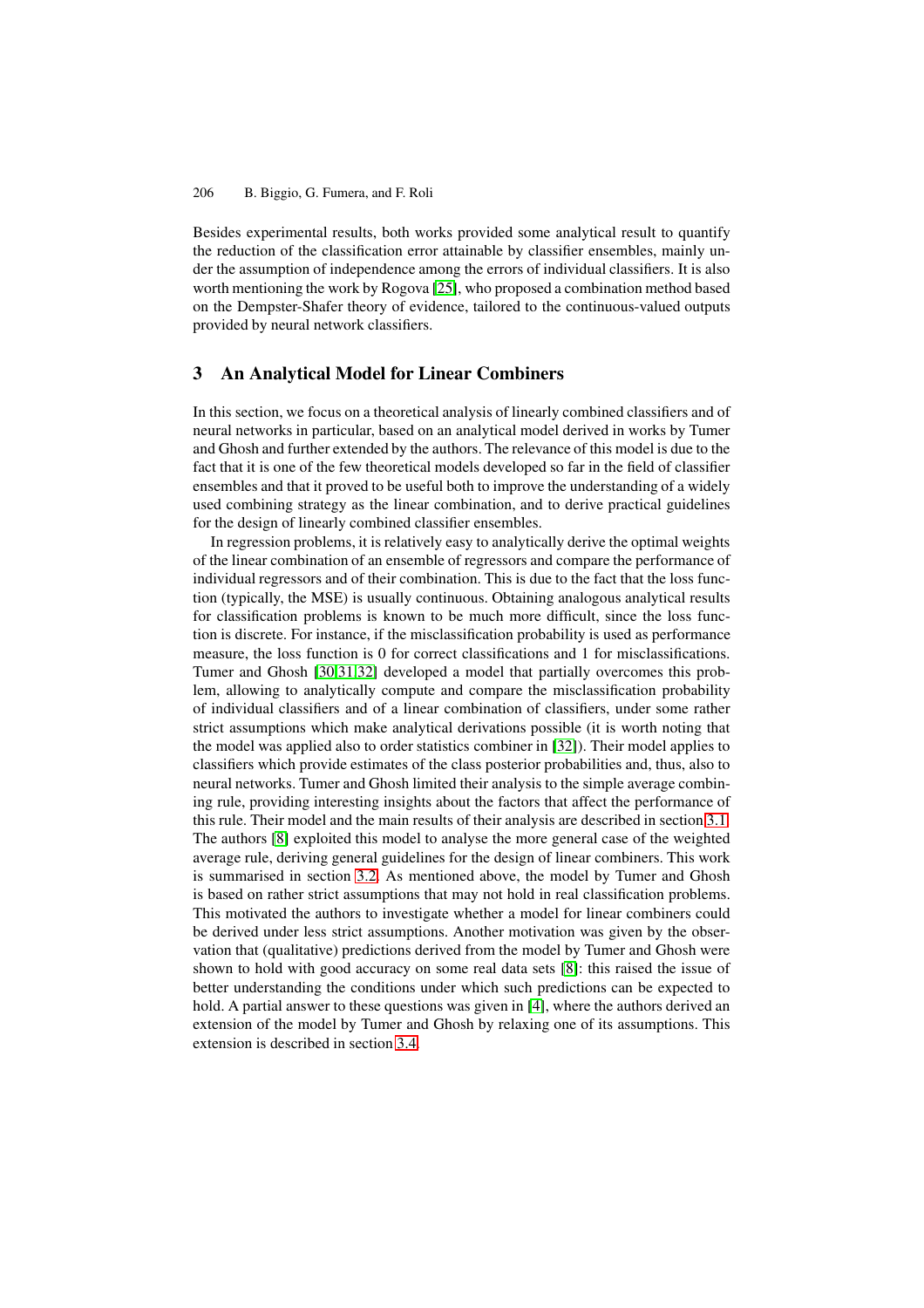Besides experimental results, both works provided some analytical result to quantify the reduction of the classification error attainable by classifier ensembles, mainly under the assumption of independence among the errors of individual classifiers. It is also worth mentioning the work by Rogova [25], who proposed a combination method based on the Dempster-Shafer theory of evidence, tailored to the continuous-valued outputs provided by neural network classifiers.

## 3 An Analytical Model for Linear Combiners

In this section, we focus on a theoretical analysis of linearly combined classifiers and of neural networks in particular, based on an analytical model derived in works by Tumer and Ghosh and further extended by the authors. The relevance of this model is due to the fact that it is one of the few theoretical models developed so far in the field of classifier ensembles and that it proved to be useful both to improve the understanding of a widely used combining strategy as the linear combination, and to derive practical guidelines for the design of linearly combined classifier ensembles.

In regression problems, it is relatively easy to analytically derive the optimal weights of the linear combination of an ensemble of regressors and compare the performance of individual regressors and of their combination. This is due to the fact that the loss function (typically, the MSE) is usually continuous. Obtaining analogous analytical results for classification problems is known to be much more difficult, since the loss function is discrete. For instance, if the misclassification probability is used as performance measure, the loss function is 0 for correct classifications and 1 for misclassifications. Tumer and Ghosh [30,31,32] developed a model that partially overcomes this problem, allowing to analytically compute and compare the misclassification probability of individual classifiers and of a linear combination of classifiers, under some rather strict assumptions which make analytical derivations possible (it is worth noting that the model was applied also to order statistics combiner in [32]). Their model applies to classifiers which provide estimates of the class posterior probabilities and, thus, also to neural networks. Tumer and Ghosh limited their analysis to the simple average combining rule, providing interesting insights about the factors that affect the performance of this rule. Their model and the main results of their analysis are described in section 3.1. The authors [8] exploited this model to analyse the more general case of the weighted average rule, deriving general guidelines for the design of linear combiners. This work is summarised in section 3.2. As mentioned above, the model by Tumer and Ghosh is based on rather strict assumptions that may not hold in real classification problems. This motivated the authors to investigate whether a model for linear combiners could be derived under less strict assumptions. Another motivation was given by the observation that (qualitative) predictions derived from the model by Tumer and Ghosh were shown to hold with good accuracy on some real data sets [8]: this raised the issue of better understanding the conditions under which such predictions can be expected to hold. A partial answer to these questions was given in [4], where the authors derived an extension of the model by Tumer and Ghosh by relaxing one of its assumptions. This extension is described in section 3.4.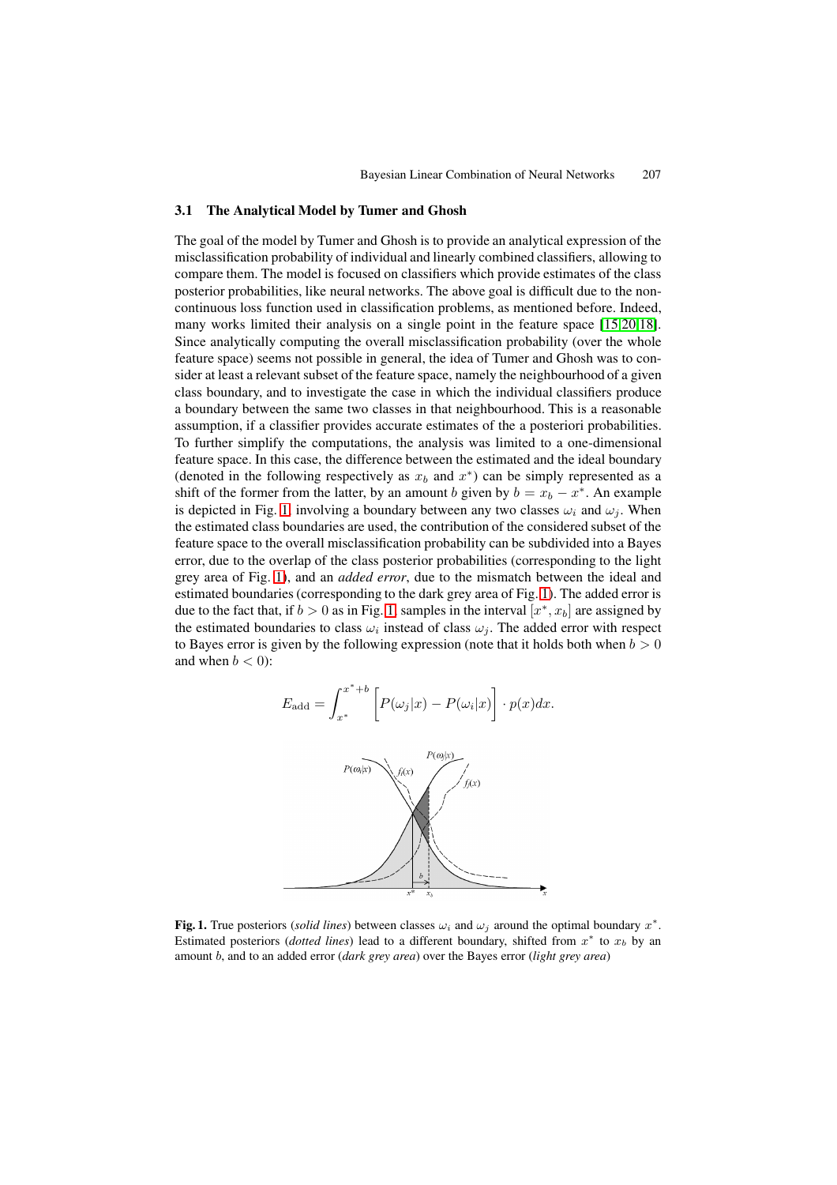### 3.1 The Analytical Model by Tumer and Ghosh

The goal of the model by Tumer and Ghosh is to provide an analytical expression of the misclassification probability of individual and linearly combined classifiers, allowing to compare them. The model is focused on classifiers which provide estimates of the class posterior probabilities, like neural networks. The above goal is difficult due to the non-continuous loss function used in classification problems, as mentioned before. Indeed, many works limited their analysis on a single point in the feature space [15,20,18]. Since analytically computing the overall misclassification probability (over the whole feature space) seems not possible in general, the idea of Tumer and Ghosh was to consider at least a relevant subset of the feature space, namely the neighbourhood of a given class boundary, and to investigate the case in which the individual classifiers produce a boundary between the same two classes in that neighbourhood. This is a reasonable assumption, if a classifier provides accurate estimates of the a posteriori probabilities. To further simplify the computations, the analysis was limited to a one-dimensional feature space. In this case, the difference between the estimated and the ideal boundary (denoted in the following respectively as $x_b$ and $x^*$) can be simply represented as a shift of the former from the latter, by an amount $b$ given by $b = x_b - x^*$. An example is depicted in Fig. 1, involving a boundary between any two classes $\omega_i$ and $\omega_j$. When the estimated class boundaries are used, the contribution of the considered subset of the feature space to the overall misclassification probability can be subdivided into a Bayes error, due to the overlap of the class posterior probabilities (corresponding to the light grey area of Fig. 1), and an *added error*, due to the mismatch between the ideal and estimated boundaries (corresponding to the dark grey area of Fig. 1). The added error is due to the fact that, if $b > 0$ as in Fig. 1, samples in the interval $[x^*, x_b]$ are assigned by the estimated boundaries to class $\omega_i$ instead of class $\omega_j$. The added error with respect to Bayes error is given by the following expression (note that it holds both when $b > 0$ and when $b < 0$):

$$E_{\text{add}} = \int_{x^*}^{x^*+b} \left[ P(\omega_j|x) - P(\omega_i|x) \right] \cdot p(x)dx.$$

$P(\omega_i|x)$
$f_i(x)$
$P(\omega_j|x)$
$f_j(x)$
$b$
$x^*$
$x_b$
$x$

**Fig. 1.** True posteriors (*solid lines*) between classes $\omega_i$ and $\omega_j$ around the optimal boundary $x^*$. Estimated posteriors (*dotted lines*) lead to a different boundary, shifted from $x^*$ to $x_b$ by an amount $b$, and to an added error (*dark grey area*) over the Bayes error (*light grey area*)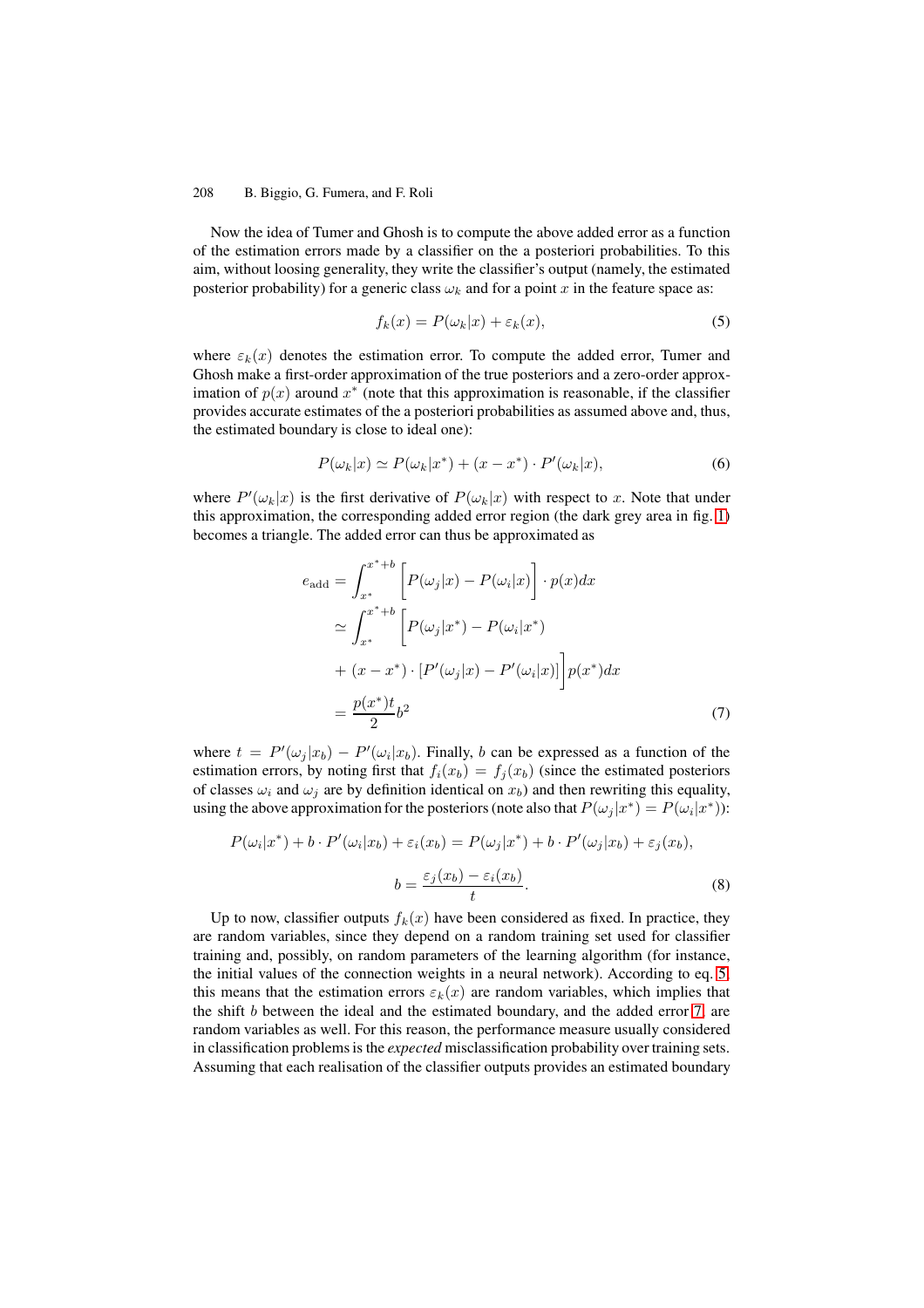Now the idea of Tumer and Ghosh is to compute the above added error as a function of the estimation errors made by a classifier on the a posteriori probabilities. To this aim, without loosing generality, they write the classifier's output (namely, the estimated posterior probability) for a generic class $\omega_k$ and for a point $x$ in the feature space as:

$$f_k(x) = P(\omega_k|x) + \varepsilon_k(x), \tag{5}$$

where $\varepsilon_k(x)$ denotes the estimation error. To compute the added error, Tumer and Ghosh make a first-order approximation of the true posteriors and a zero-order approximation of $p(x)$ around $x^*$ (note that this approximation is reasonable, if the classifier provides accurate estimates of the a posteriori probabilities as assumed above and, thus, the estimated boundary is close to ideal one):

$$P(\omega_k|x) \simeq P(\omega_k|x^*) + (x - x^*) \cdot P'(\omega_k|x), \tag{6}$$

where $P'(\omega_k|x)$ is the first derivative of $P(\omega_k|x)$ with respect to $x$. Note that under this approximation, the corresponding added error region (the dark grey area in fig. 1) becomes a triangle. The added error can thus be approximated as

$$\begin{aligned} e_{\text{add}} &= \int_{x^*}^{x^*+b} \left[ P(\omega_j|x) - P(\omega_i|x) \right] \cdot p(x) dx \\ &\simeq \int_{x^*}^{x^*+b} \Big[ P(\omega_j|x^*) - P(\omega_i|x^*) \\ &\quad + (x - x^*) \cdot [P'(\omega_j|x) - P'(\omega_i|x)] \Big] p(x^*) dx \\ &= \frac{p(x^*)t}{2} b^2 \end{aligned} \tag{7}$$

where $t = P'(\omega_j|x_b) - P'(\omega_i|x_b)$. Finally, $b$ can be expressed as a function of the estimation errors, by noting first that $f_i(x_b) = f_j(x_b)$ (since the estimated posteriors of classes $\omega_i$ and $\omega_j$ are by definition identical on $x_b$) and then rewriting this equality, using the above approximation for the posteriors (note also that $P(\omega_j|x^*) = P(\omega_i|x^*)$):

$$P(\omega_i|x^*) + b \cdot P'(\omega_i|x_b) + \varepsilon_i(x_b) = P(\omega_j|x^*) + b \cdot P'(\omega_j|x_b) + \varepsilon_j(x_b),$$

$$b = \frac{\varepsilon_j(x_b) - \varepsilon_i(x_b)}{t}. \tag{8}$$

Up to now, classifier outputs $f_k(x)$ have been considered as fixed. In practice, they are random variables, since they depend on a random training set used for classifier training and, possibly, on random parameters of the learning algorithm (for instance, the initial values of the connection weights in a neural network). According to eq. 5, this means that the estimation errors $\varepsilon_k(x)$ are random variables, which implies that the shift $b$ between the ideal and the estimated boundary, and the added error 7, are random variables as well. For this reason, the performance measure usually considered in classification problems is the *expected* misclassification probability over training sets. Assuming that each realisation of the classifier outputs provides an estimated boundary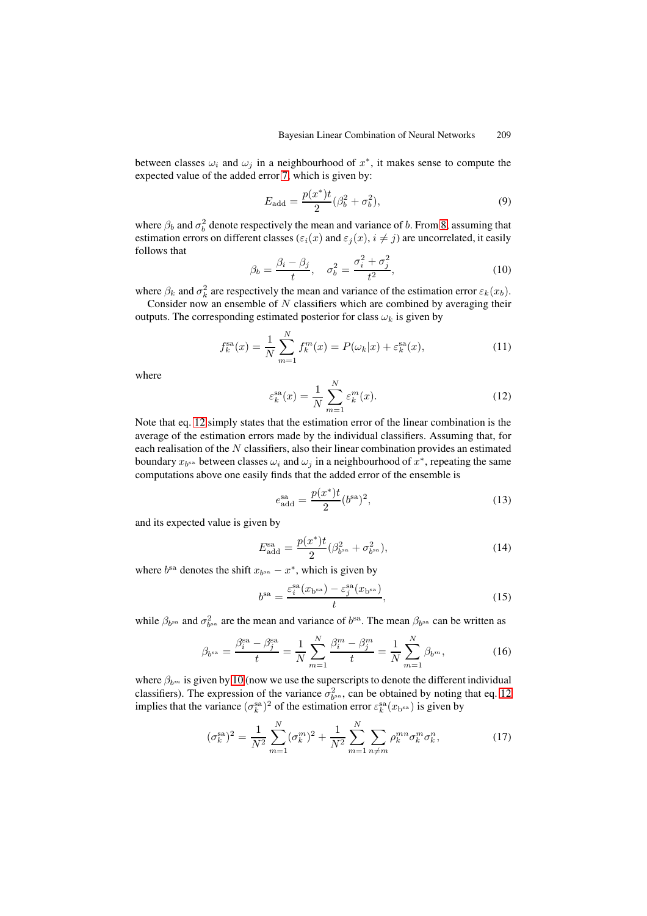between classes $\omega_i$ and $\omega_j$ in a neighbourhood of $x^*$, it makes sense to compute the expected value of the added error 7, which is given by:

$$E_{\text{add}} = \frac{p(x^*)t}{2}(\beta_b^2 + \sigma_b^2), \tag{9}$$

where $\beta_b$ and $\sigma_b^2$ denote respectively the mean and variance of $b$. From 8, assuming that estimation errors on different classes ($\varepsilon_i(x)$ and $\varepsilon_j(x)$, $i \neq j$) are uncorrelated, it easily follows that

$$\beta_b = \frac{\beta_i - \beta_j}{t}, \quad \sigma_b^2 = \frac{\sigma_i^2 + \sigma_j^2}{t^2}, \tag{10}$$

where $\beta_k$ and $\sigma_k^2$ are respectively the mean and variance of the estimation error $\varepsilon_k(x_b)$.

Consider now an ensemble of $N$ classifiers which are combined by averaging their outputs. The corresponding estimated posterior for class $\omega_k$ is given by

$$f_k^{\text{sa}}(x) = \frac{1}{N}\sum_{m=1}^{N} f_k^m(x) = P(\omega_k|x) + \varepsilon_k^{\text{sa}}(x), \tag{11}$$

where

$$\varepsilon_k^{\text{sa}}(x) = \frac{1}{N}\sum_{m=1}^{N} \varepsilon_k^m(x). \tag{12}$$

Note that eq. 12 simply states that the estimation error of the linear combination is the average of the estimation errors made by the individual classifiers. Assuming that, for each realisation of the $N$ classifiers, also their linear combination provides an estimated boundary $x_{b^{\text{sa}}}$ between classes $\omega_i$ and $\omega_j$ in a neighbourhood of $x^*$, repeating the same computations above one easily finds that the added error of the ensemble is

$$e_{\text{add}}^{\text{sa}} = \frac{p(x^*)t}{2}(b^{\text{sa}})^2, \tag{13}$$

and its expected value is given by

$$E_{\text{add}}^{\text{sa}} = \frac{p(x^*)t}{2}(\beta_{b^{\text{sa}}}^2 + \sigma_{b^{\text{sa}}}^2), \tag{14}$$

where $b^{\text{sa}}$ denotes the shift $x_{b^{\text{sa}}} - x^*$, which is given by

$$b^{\text{sa}} = \frac{\varepsilon_i^{\text{sa}}(x_{b^{\text{sa}}}) - \varepsilon_j^{\text{sa}}(x_{b^{\text{sa}}})}{t}, \tag{15}$$

while $\beta_{b^{\text{sa}}}$ and $\sigma_{b^{\text{sa}}}^2$ are the mean and variance of $b^{\text{sa}}$. The mean $\beta_{b^{\text{sa}}}$ can be written as

$$\beta_{b^{\text{sa}}} = \frac{\beta_i^{\text{sa}} - \beta_j^{\text{sa}}}{t} = \frac{1}{N}\sum_{m=1}^{N}\frac{\beta_i^m - \beta_j^m}{t} = \frac{1}{N}\sum_{m=1}^{N}\beta_{b^m}, \tag{16}$$

where $\beta_{b^m}$ is given by 10 (now we use the superscripts to denote the different individual classifiers). The expression of the variance $\sigma_{b^{\text{sa}}}^2$, can be obtained by noting that eq. 12 implies that the variance $(\sigma_k^{\text{sa}})^2$ of the estimation error $\varepsilon_k^{\text{sa}}(x_{b^{\text{sa}}})$ is given by

$$(\sigma_k^{\text{sa}})^2 = \frac{1}{N^2}\sum_{m=1}^{N}(\sigma_k^m)^2 + \frac{1}{N^2}\sum_{m=1}^{N}\sum_{n \neq m}\rho_k^{mn}\sigma_k^m\sigma_k^n, \tag{17}$$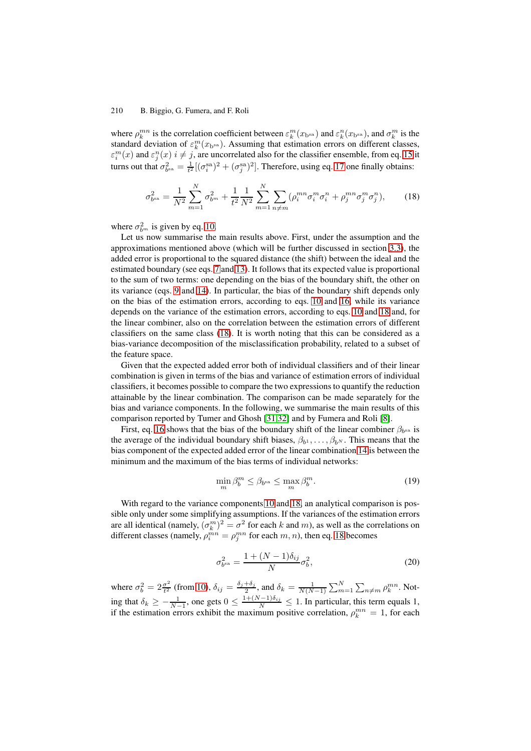where $\rho_k^{mn}$ is the correlation coefficient between $\varepsilon_k^m(x_{b^{sa}})$ and $\varepsilon_k^n(x_{b^{sa}})$, and $\sigma_k^m$ is the standard deviation of $\varepsilon_k^m(x_{b^{sa}})$. Assuming that estimation errors on different classes, $\varepsilon_i^m(x)$ and $\varepsilon_j^n(x)$ $i \neq j$, are uncorrelated also for the classifier ensemble, from eq. 15 it turns out that $\sigma_{b^{sa}}^2 = \frac{1}{t^2}[(\sigma_i^{sa})^2 + (\sigma_j^{sa})^2]$. Therefore, using eq. 17 one finally obtains:

$$\sigma_{b^{sa}}^2 = \frac{1}{N^2}\sum_{m=1}^{N}\sigma_{b^m}^2 + \frac{1}{t^2}\frac{1}{N^2}\sum_{m=1}^{N}\sum_{n \neq m}(\rho_i^{mn}\sigma_i^m\sigma_i^n + \rho_j^{mn}\sigma_j^m\sigma_j^n), \tag{18}$$

where $\sigma_{b^m}^2$ is given by eq. 10.

Let us now summarise the main results above. First, under the assumption and the approximations mentioned above (which will be further discussed in section 3.3), the added error is proportional to the squared distance (the shift) between the ideal and the estimated boundary (see eqs. 7 and 13). It follows that its expected value is proportional to the sum of two terms: one depending on the bias of the boundary shift, the other on its variance (eqs. 9 and 14). In particular, the bias of the boundary shift depends only on the bias of the estimation errors, according to eqs. 10 and 16, while its variance depends on the variance of the estimation errors, according to eqs. 10 and 18 and, for the linear combiner, also on the correlation between the estimation errors of different classifiers on the same class (18). It is worth noting that this can be considered as a bias-variance decomposition of the misclassification probability, related to a subset of the feature space.

Given that the expected added error both of individual classifiers and of their linear combination is given in terms of the bias and variance of estimation errors of individual classifiers, it becomes possible to compare the two expressions to quantify the reduction attainable by the linear combination. The comparison can be made separately for the bias and variance components. In the following, we summarise the main results of this comparison reported by Tumer and Ghosh [31,32] and by Fumera and Roli [8].

First, eq. 16 shows that the bias of the boundary shift of the linear combiner $\beta_{b^{sa}}$ is the average of the individual boundary shift biases, $\beta_{b^1}, \ldots, \beta_{b^N}$. This means that the bias component of the expected added error of the linear combination 14 is between the minimum and the maximum of the bias terms of individual networks:

$$\min_m \beta_b^m \leq \beta_{b^{sa}} \leq \max_m \beta_b^m. \tag{19}$$

With regard to the variance components 10 and 18, an analytical comparison is possible only under some simplifying assumptions. If the variances of the estimation errors are all identical (namely, $(\sigma_k^m)^2 = \sigma^2$ for each $k$ and $m$), as well as the correlations on different classes (namely, $\rho_i^{mn} = \rho_j^{mn}$ for each $m, n$), then eq. 18 becomes

$$\sigma_{b^{sa}}^2 = \frac{1 + (N-1)\delta_{ij}}{N}\sigma_b^2, \tag{20}$$

where $\sigma_b^2 = 2\frac{\sigma^2}{t^2}$ (from 10), $\delta_{ij} = \frac{\delta_i + \delta_j}{2}$, and $\delta_k = \frac{1}{N(N-1)}\sum_{m=1}^{N}\sum_{n \neq m}\rho_k^{mn}$. Noting that $\delta_k \geq -\frac{1}{N-1}$, one gets $0 \leq \frac{1+(N-1)\delta_{ij}}{N} \leq 1$. In particular, this term equals 1, if the estimation errors exhibit the maximum positive correlation, $\rho_k^{mn} = 1$, for each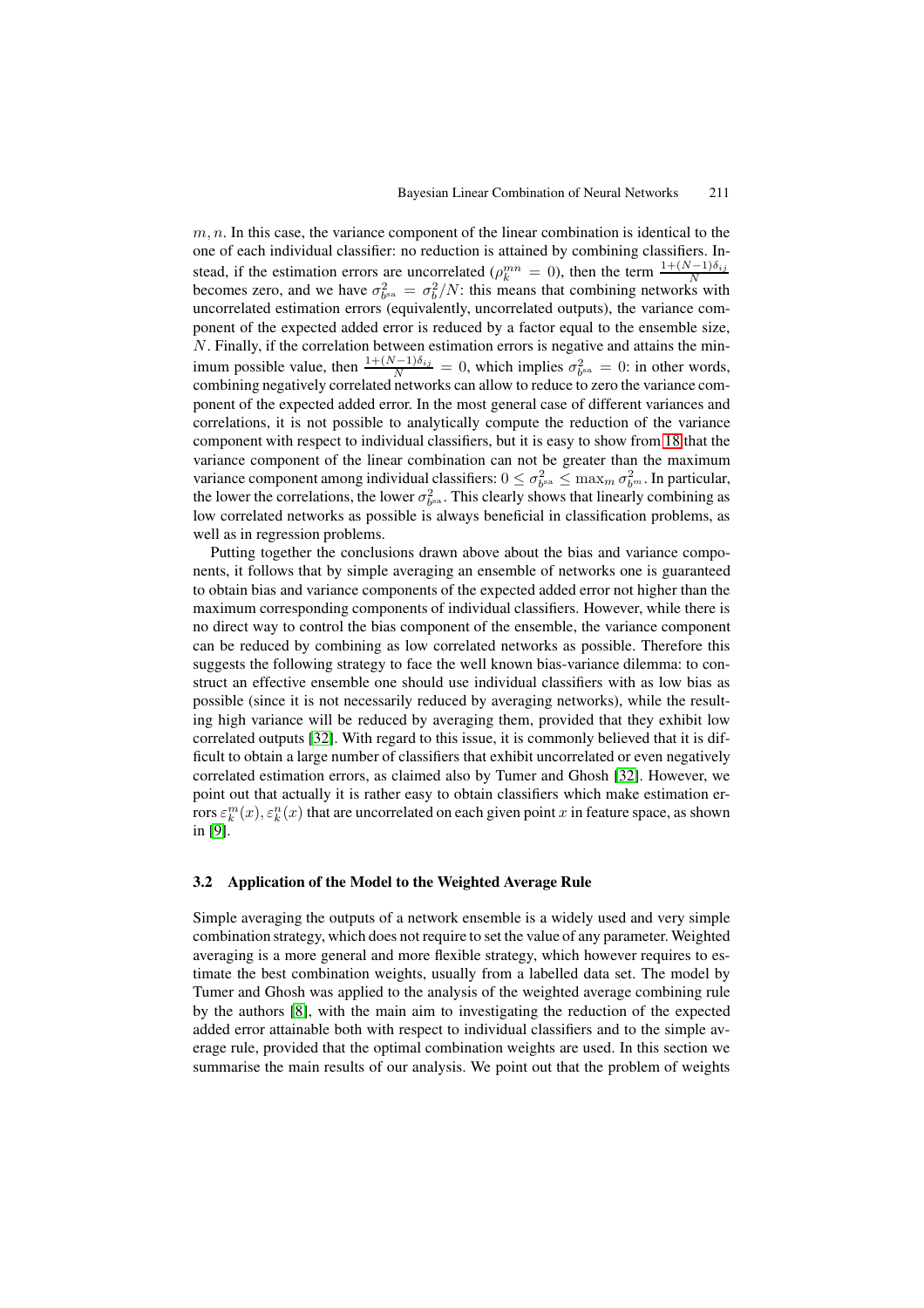$m, n$. In this case, the variance component of the linear combination is identical to the one of each individual classifier: no reduction is attained by combining classifiers. Instead, if the estimation errors are uncorrelated ($\rho_k^{mn} = 0$), then the term $\frac{1+(N-1)\delta_{ij}}{N}$ becomes zero, and we have $\sigma^2_{b^{\mathrm{sa}}} = \sigma^2_b/N$: this means that combining networks with uncorrelated estimation errors (equivalently, uncorrelated outputs), the variance component of the expected added error is reduced by a factor equal to the ensemble size, $N$. Finally, if the correlation between estimation errors is negative and attains the minimum possible value, then $\frac{1+(N-1)\delta_{ij}}{N} = 0$, which implies $\sigma^2_{b^{\mathrm{sa}}} = 0$: in other words, combining negatively correlated networks can allow to reduce to zero the variance component of the expected added error. In the most general case of different variances and correlations, it is not possible to analytically compute the reduction of the variance component with respect to individual classifiers, but it is easy to show from 18 that the variance component of the linear combination can not be greater than the maximum variance component among individual classifiers: $0 \leq \sigma^2_{b^{\mathrm{sa}}} \leq \max_m \sigma^2_{b^m}$. In particular, the lower the correlations, the lower $\sigma^2_{b^{\mathrm{sa}}}$. This clearly shows that linearly combining as low correlated networks as possible is always beneficial in classification problems, as well as in regression problems.

Putting together the conclusions drawn above about the bias and variance components, it follows that by simple averaging an ensemble of networks one is guaranteed to obtain bias and variance components of the expected added error not higher than the maximum corresponding components of individual classifiers. However, while there is no direct way to control the bias component of the ensemble, the variance component can be reduced by combining as low correlated networks as possible. Therefore this suggests the following strategy to face the well known bias-variance dilemma: to construct an effective ensemble one should use individual classifiers with as low bias as possible (since it is not necessarily reduced by averaging networks), while the resulting high variance will be reduced by averaging them, provided that they exhibit low correlated outputs [32]. With regard to this issue, it is commonly believed that it is difficult to obtain a large number of classifiers that exhibit uncorrelated or even negatively correlated estimation errors, as claimed also by Tumer and Ghosh [32]. However, we point out that actually it is rather easy to obtain classifiers which make estimation errors $\varepsilon_k^m(x), \varepsilon_k^n(x)$ that are uncorrelated on each given point $x$ in feature space, as shown in [9].

### 3.2 Application of the Model to the Weighted Average Rule

Simple averaging the outputs of a network ensemble is a widely used and very simple combination strategy, which does not require to set the value of any parameter. Weighted averaging is a more general and more flexible strategy, which however requires to estimate the best combination weights, usually from a labelled data set. The model by Tumer and Ghosh was applied to the analysis of the weighted average combining rule by the authors [8], with the main aim to investigating the reduction of the expected added error attainable both with respect to individual classifiers and to the simple average rule, provided that the optimal combination weights are used. In this section we summarise the main results of our analysis. We point out that the problem of weights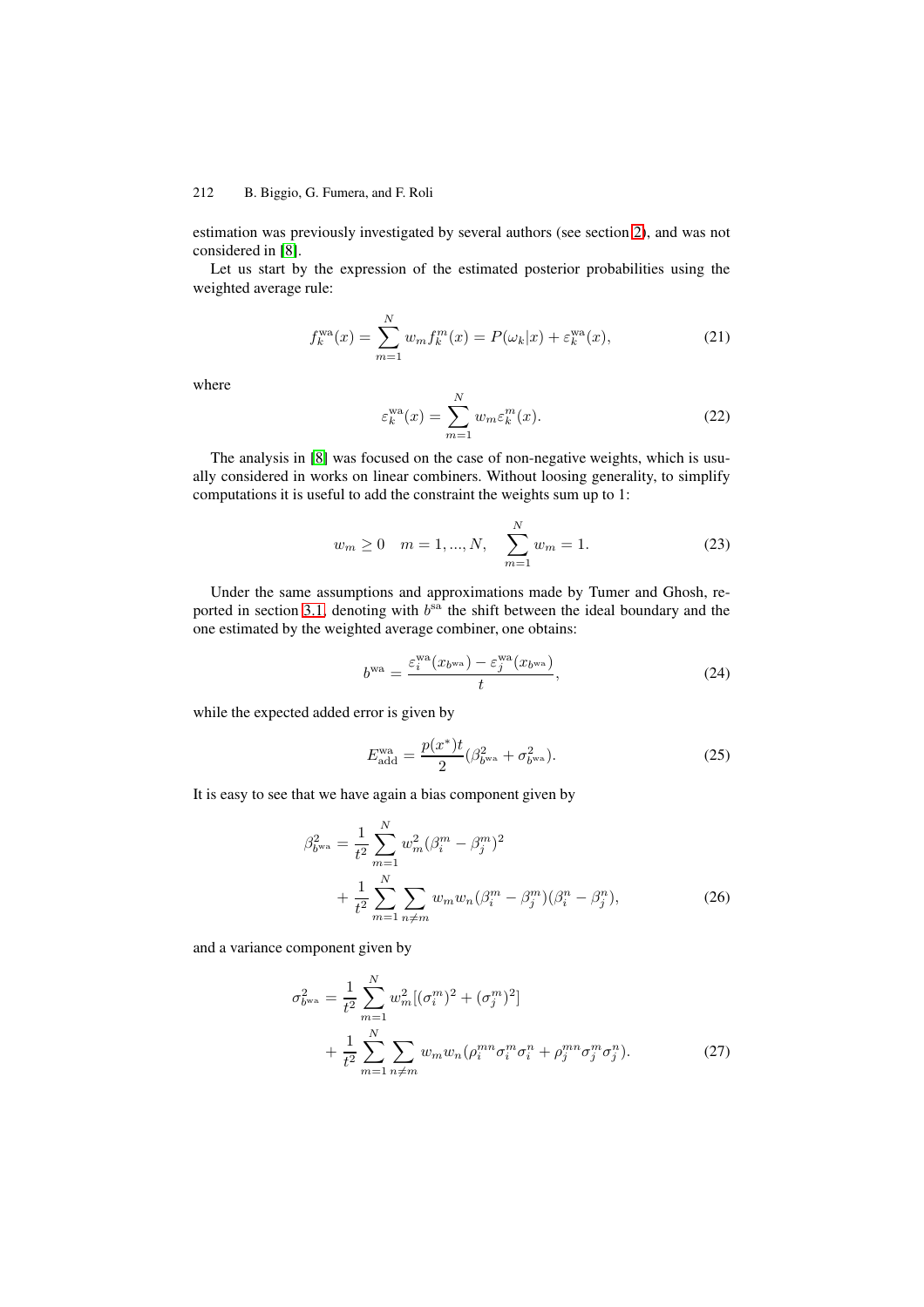estimation was previously investigated by several authors (see section 2), and was not considered in [8].

Let us start by the expression of the estimated posterior probabilities using the weighted average rule:

$$f_k^{\mathrm{wa}}(x) = \sum_{m=1}^{N} w_m f_k^m(x) = P(\omega_k|x) + \varepsilon_k^{\mathrm{wa}}(x), \tag{21}$$

where

$$\varepsilon_k^{\mathrm{wa}}(x) = \sum_{m=1}^{N} w_m \varepsilon_k^m(x). \tag{22}$$

The analysis in [8] was focused on the case of non-negative weights, which is usually considered in works on linear combiners. Without loosing generality, to simplify computations it is useful to add the constraint the weights sum up to 1:

$$w_m \geq 0 \quad m = 1, ..., N, \quad \sum_{m=1}^{N} w_m = 1. \tag{23}$$

Under the same assumptions and approximations made by Tumer and Ghosh, reported in section 3.1, denoting with $b^{\mathrm{sa}}$ the shift between the ideal boundary and the one estimated by the weighted average combiner, one obtains:

$$b^{\mathrm{wa}} = \frac{\varepsilon_i^{\mathrm{wa}}(x_{b^{\mathrm{wa}}}) - \varepsilon_j^{\mathrm{wa}}(x_{b^{\mathrm{wa}}})}{t}, \tag{24}$$

while the expected added error is given by

$$E_{\mathrm{add}}^{\mathrm{wa}} = \frac{p(x^*)t}{2}(\beta_{b^{\mathrm{wa}}}^2 + \sigma_{b^{\mathrm{wa}}}^2). \tag{25}$$

It is easy to see that we have again a bias component given by

$$\begin{aligned}\beta_{b^{\mathrm{wa}}}^2 = &\frac{1}{t^2}\sum_{m=1}^{N} w_m^2 (\beta_i^m - \beta_j^m)^2 \\ &+ \frac{1}{t^2}\sum_{m=1}^{N}\sum_{n \neq m} w_m w_n (\beta_i^m - \beta_j^m)(\beta_i^n - \beta_j^n),\end{aligned} \tag{26}$$

and a variance component given by

$$\begin{aligned}\sigma_{b^{\mathrm{wa}}}^2 = &\frac{1}{t^2}\sum_{m=1}^{N} w_m^2 [(\sigma_i^m)^2 + (\sigma_j^m)^2] \\ &+ \frac{1}{t^2}\sum_{m=1}^{N}\sum_{n \neq m} w_m w_n (\rho_i^{mn}\sigma_i^m\sigma_i^n + \rho_j^{mn}\sigma_j^m\sigma_j^n).\end{aligned} \tag{27}$$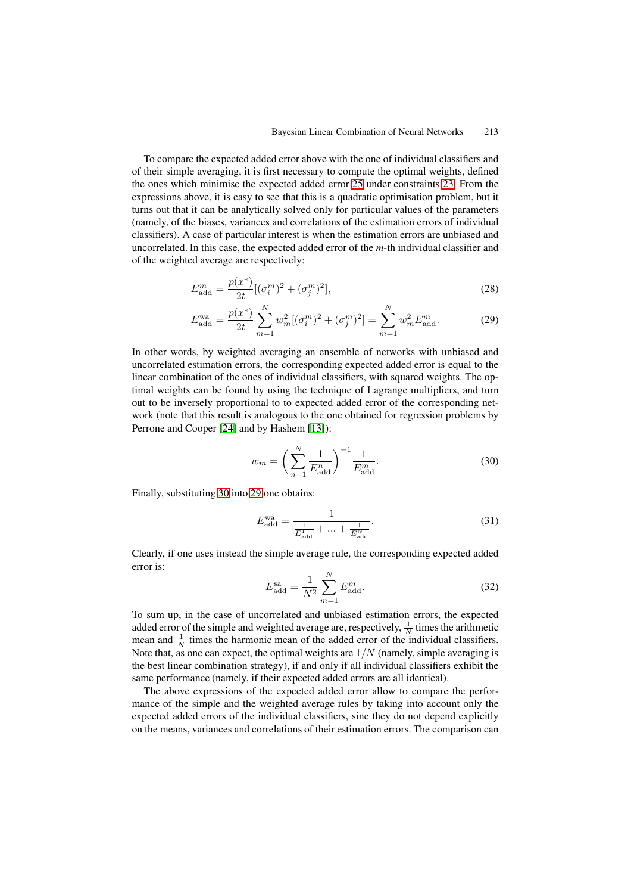To compare the expected added error above with the one of individual classifiers and of their simple averaging, it is first necessary to compute the optimal weights, defined the ones which minimise the expected added error 25 under constraints 23. From the expressions above, it is easy to see that this is a quadratic optimisation problem, but it turns out that it can be analytically solved only for particular values of the parameters (namely, of the biases, variances and correlations of the estimation errors of individual classifiers). A case of particular interest is when the estimation errors are unbiased and uncorrelated. In this case, the expected added error of the *m*-th individual classifier and of the weighted average are respectively:

$$E_{\text{add}}^{m} = \frac{p(x^*)}{2t}[(\sigma_i^m)^2 + (\sigma_j^m)^2], \tag{28}$$

$$E_{\text{add}}^{\text{wa}} = \frac{p(x^*)}{2t}\sum_{m=1}^{N} w_m^2[(\sigma_i^m)^2 + (\sigma_j^m)^2] = \sum_{m=1}^{N} w_m^2 E_{\text{add}}^{m}. \tag{29}$$

In other words, by weighted averaging an ensemble of networks with unbiased and uncorrelated estimation errors, the corresponding expected added error is equal to the linear combination of the ones of individual classifiers, with squared weights. The optimal weights can be found by using the technique of Lagrange multipliers, and turn out to be inversely proportional to to expected added error of the corresponding network (note that this result is analogous to the one obtained for regression problems by Perrone and Cooper [24] and by Hashem [13]):

$$w_m = \left(\sum_{n=1}^{N} \frac{1}{E_{\text{add}}^{n}}\right)^{-1} \frac{1}{E_{\text{add}}^{m}}. \tag{30}$$

Finally, substituting 30 into 29 one obtains:

$$E_{\text{add}}^{\text{wa}} = \frac{1}{\frac{1}{E_{\text{add}}^{1}} + \ldots + \frac{1}{E_{\text{add}}^{N}}}. \tag{31}$$

Clearly, if one uses instead the simple average rule, the corresponding expected added error is:

$$E_{\text{add}}^{\text{sa}} = \frac{1}{N^2}\sum_{m=1}^{N} E_{\text{add}}^{m}. \tag{32}$$

To sum up, in the case of uncorrelated and unbiased estimation errors, the expected added error of the simple and weighted average are, respectively, $\frac{1}{N}$ times the arithmetic mean and $\frac{1}{N}$ times the harmonic mean of the added error of the individual classifiers. Note that, as one can expect, the optimal weights are $1/N$ (namely, simple averaging is the best linear combination strategy), if and only if all individual classifiers exhibit the same performance (namely, if their expected added errors are all identical).

The above expressions of the expected added error allow to compare the performance of the simple and the weighted average rules by taking into account only the expected added errors of the individual classifiers, sine they do not depend explicitly on the means, variances and correlations of their estimation errors. The comparison can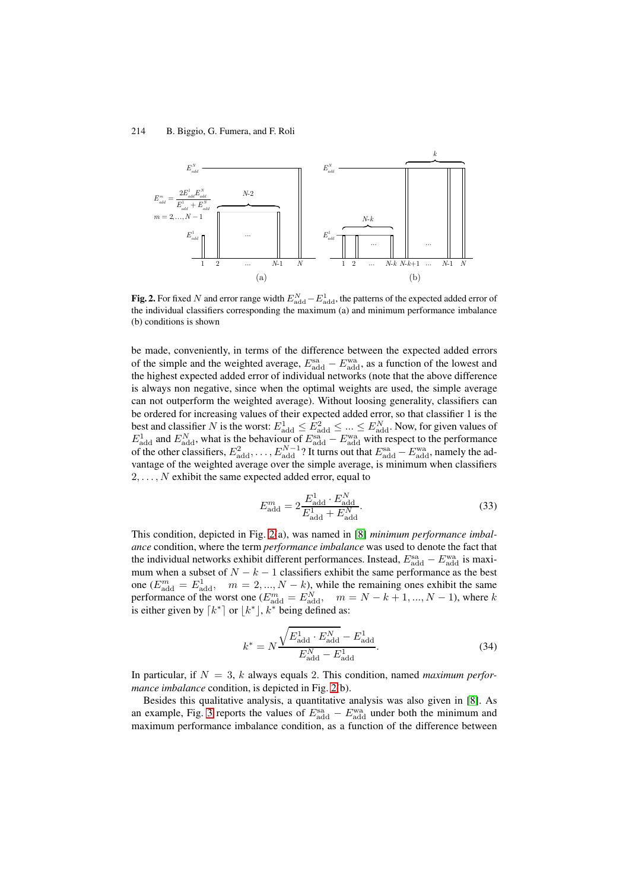$E^N_{add}$

$E^m_{add} = \frac{2E^1_{add}E^N_{add}}{E^1_{add}+E^N_{add}}$

$m = 2,...,N-1$

$E^1_{add}$

N-2

...

1 2 ... N-1 N

(a)

$E^N_{add}$

$k$

$E^1_{add}$

N-k

...

...

1 2 ... N-k N-k+1 ... N-1 N

(b)

**Fig. 2.** For fixed $N$ and error range width $E^N_{\text{add}} - E^1_{\text{add}}$, the patterns of the expected added error of the individual classifiers corresponding the maximum (a) and minimum performance imbalance (b) conditions is shown

be made, conveniently, in terms of the difference between the expected added errors of the simple and the weighted average, $E^{\text{sa}}_{\text{add}} - E^{\text{wa}}_{\text{add}}$, as a function of the lowest and the highest expected added error of individual networks (note that the above difference is always non negative, since when the optimal weights are used, the simple average can not outperform the weighted average). Without loosing generality, classifiers can be ordered for increasing values of their expected added error, so that classifier 1 is the best and classifier $N$ is the worst: $E^1_{\text{add}} \leq E^2_{\text{add}} \leq ... \leq E^N_{\text{add}}$. Now, for given values of $E^1_{\text{add}}$ and $E^N_{\text{add}}$, what is the behaviour of $E^{\text{sa}}_{\text{add}} - E^{\text{wa}}_{\text{add}}$ with respect to the performance of the other classifiers, $E^2_{\text{add}}, \ldots, E^{N-1}_{\text{add}}$? It turns out that $E^{\text{sa}}_{\text{add}} - E^{\text{wa}}_{\text{add}}$, namely the advantage of the weighted average over the simple average, is minimum when classifiers $2, \ldots, N$ exhibit the same expected added error, equal to

$$E^m_{\text{add}} = 2\frac{E^1_{\text{add}} \cdot E^N_{\text{add}}}{E^1_{\text{add}} + E^N_{\text{add}}}. \tag{33}$$

This condition, depicted in Fig. 2(a), was named in [8] *minimum performance imbalance* condition, where the term *performance imbalance* was used to denote the fact that the individual networks exhibit different performances. Instead, $E^{\text{sa}}_{\text{add}} - E^{\text{wa}}_{\text{add}}$ is maximum when a subset of $N - k - 1$ classifiers exhibit the same performance as the best one ($E^m_{\text{add}} = E^1_{\text{add}}, \quad m = 2, ..., N - k$), while the remaining ones exhibit the same performance of the worst one ($E^m_{\text{add}} = E^N_{\text{add}}, \quad m = N - k + 1, ..., N - 1$), where $k$ is either given by $\lceil k^* \rceil$ or $\lfloor k^* \rfloor$, $k^*$ being defined as:

$$k^* = N\frac{\sqrt{E^1_{\text{add}} \cdot E^N_{\text{add}}} - E^1_{\text{add}}}{E^N_{\text{add}} - E^1_{\text{add}}}. \tag{34}$$

In particular, if $N = 3$, $k$ always equals 2. This condition, named *maximum performance imbalance* condition, is depicted in Fig. 2(b).

Besides this qualitative analysis, a quantitative analysis was also given in [8]. As an example, Fig. 3 reports the values of $E^{\text{sa}}_{\text{add}} - E^{\text{wa}}_{\text{add}}$ under both the minimum and maximum performance imbalance condition, as a function of the difference between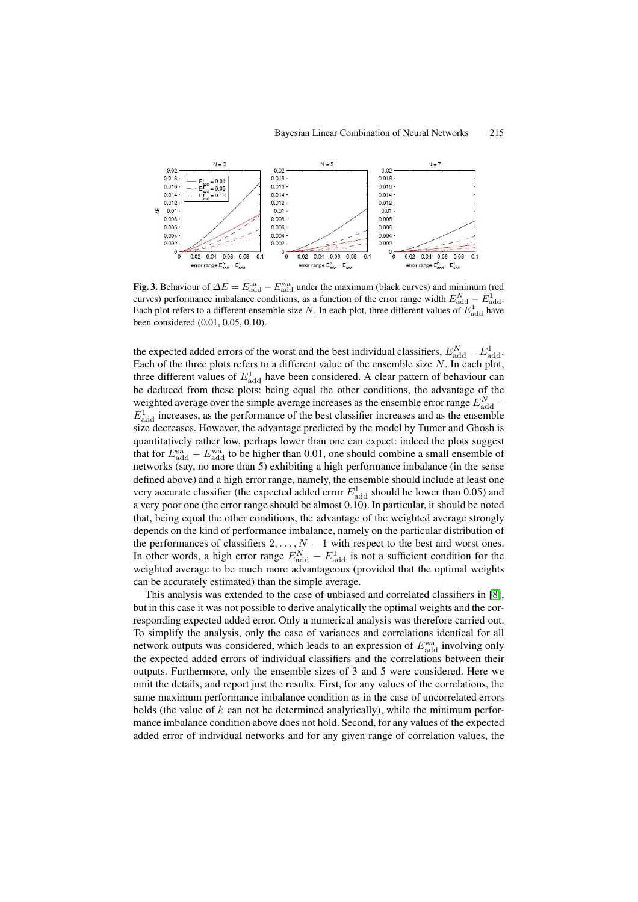N = 3

0.02
0.018
0.016
0.014
0.012
0.01
0.008
0.006
0.004
0.002
0

ΔE

$E^1_{add} = 0.01$
$E^1_{add} = 0.05$
$E^1_{add} = 0.10$

0 0.02 0.04 0.06 0.08 0.1

error range $E^N_{add} - E^1_{add}$

N = 5

0.02
0.018
0.016
0.014
0.012
0.01
0.008
0.006
0.004
0.002
0

0 0.02 0.04 0.06 0.08 0.1

error range $E^N_{add} - E^1_{add}$

N = 7

0.02
0.018
0.016
0.014
0.012
0.01
0.008
0.006
0.004
0.002
0

0 0.02 0.04 0.06 0.08 0.1

error range $E^N_{add} - E^1_{add}$

**Fig. 3.** Behaviour of $\Delta E = E^{\text{sa}}_{\text{add}} - E^{\text{wa}}_{\text{add}}$ under the maximum (black curves) and minimum (red curves) performance imbalance conditions, as a function of the error range width $E^N_{\text{add}} - E^1_{\text{add}}$. Each plot refers to a different ensemble size $N$. In each plot, three different values of $E^1_{\text{add}}$ have been considered (0.01, 0.05, 0.10).

the expected added errors of the worst and the best individual classifiers, $E^N_{\text{add}} - E^1_{\text{add}}$. Each of the three plots refers to a different value of the ensemble size $N$. In each plot, three different values of $E^1_{\text{add}}$ have been considered. A clear pattern of behaviour can be deduced from these plots: being equal the other conditions, the advantage of the weighted average over the simple average increases as the ensemble error range $E^N_{\text{add}} - E^1_{\text{add}}$ increases, as the performance of the best classifier increases and as the ensemble size decreases. However, the advantage predicted by the model by Tumer and Ghosh is quantitatively rather low, perhaps lower than one can expect: indeed the plots suggest that for $E^{\text{sa}}_{\text{add}} - E^{\text{wa}}_{\text{add}}$ to be higher than 0.01, one should combine a small ensemble of networks (say, no more than 5) exhibiting a high performance imbalance (in the sense defined above) and a high error range, namely, the ensemble should include at least one very accurate classifier (the expected added error $E^1_{\text{add}}$ should be lower than 0.05) and a very poor one (the error range should be almost 0.10). In particular, it should be noted that, being equal the other conditions, the advantage of the weighted average strongly depends on the kind of performance imbalance, namely on the particular distribution of the performances of classifiers $2, \ldots, N-1$ with respect to the best and worst ones. In other words, a high error range $E^N_{\text{add}} - E^1_{\text{add}}$ is not a sufficient condition for the weighted average to be much more advantageous (provided that the optimal weights can be accurately estimated) than the simple average.

This analysis was extended to the case of unbiased and correlated classifiers in [8], but in this case it was not possible to derive analytically the optimal weights and the corresponding expected added error. Only a numerical analysis was therefore carried out. To simplify the analysis, only the case of variances and correlations identical for all network outputs was considered, which leads to an expression of $E^{\text{wa}}_{\text{add}}$ involving only the expected added errors of individual classifiers and the correlations between their outputs. Furthermore, only the ensemble sizes of 3 and 5 were considered. Here we omit the details, and report just the results. First, for any values of the correlations, the same maximum performance imbalance condition as in the case of uncorrelated errors holds (the value of $k$ can not be determined analytically), while the minimum performance imbalance condition above does not hold. Second, for any values of the expected added error of individual networks and for any given range of correlation values, the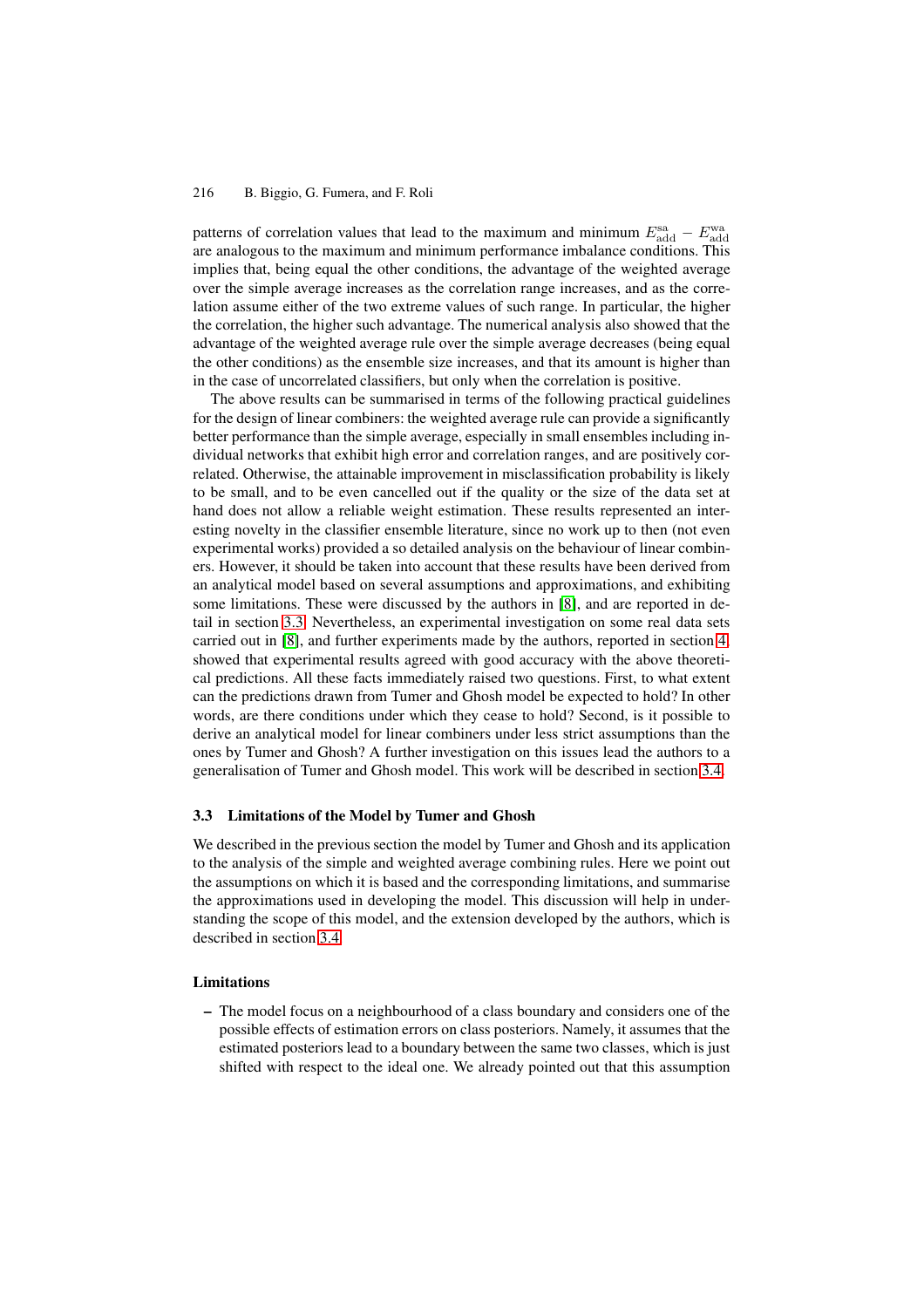patterns of correlation values that lead to the maximum and minimum $E^{\mathrm{sa}}_{\mathrm{add}} - E^{\mathrm{wa}}_{\mathrm{add}}$ are analogous to the maximum and minimum performance imbalance conditions. This implies that, being equal the other conditions, the advantage of the weighted average over the simple average increases as the correlation range increases, and as the correlation assume either of the two extreme values of such range. In particular, the higher the correlation, the higher such advantage. The numerical analysis also showed that the advantage of the weighted average rule over the simple average decreases (being equal the other conditions) as the ensemble size increases, and that its amount is higher than in the case of uncorrelated classifiers, but only when the correlation is positive.

The above results can be summarised in terms of the following practical guidelines for the design of linear combiners: the weighted average rule can provide a significantly better performance than the simple average, especially in small ensembles including individual networks that exhibit high error and correlation ranges, and are positively correlated. Otherwise, the attainable improvement in misclassification probability is likely to be small, and to be even cancelled out if the quality or the size of the data set at hand does not allow a reliable weight estimation. These results represented an interesting novelty in the classifier ensemble literature, since no work up to then (not even experimental works) provided a so detailed analysis on the behaviour of linear combiners. However, it should be taken into account that these results have been derived from an analytical model based on several assumptions and approximations, and exhibiting some limitations. These were discussed by the authors in [8], and are reported in detail in section 3.3. Nevertheless, an experimental investigation on some real data sets carried out in [8], and further experiments made by the authors, reported in section 4, showed that experimental results agreed with good accuracy with the above theoretical predictions. All these facts immediately raised two questions. First, to what extent can the predictions drawn from Tumer and Ghosh model be expected to hold? In other words, are there conditions under which they cease to hold? Second, is it possible to derive an analytical model for linear combiners under less strict assumptions than the ones by Tumer and Ghosh? A further investigation on this issues lead the authors to a generalisation of Tumer and Ghosh model. This work will be described in section 3.4.

### 3.3 Limitations of the Model by Tumer and Ghosh

We described in the previous section the model by Tumer and Ghosh and its application to the analysis of the simple and weighted average combining rules. Here we point out the assumptions on which it is based and the corresponding limitations, and summarise the approximations used in developing the model. This discussion will help in understanding the scope of this model, and the extension developed by the authors, which is described in section 3.4.

#### Limitations

- The model focus on a neighbourhood of a class boundary and considers one of the possible effects of estimation errors on class posteriors. Namely, it assumes that the estimated posteriors lead to a boundary between the same two classes, which is just shifted with respect to the ideal one. We already pointed out that this assumption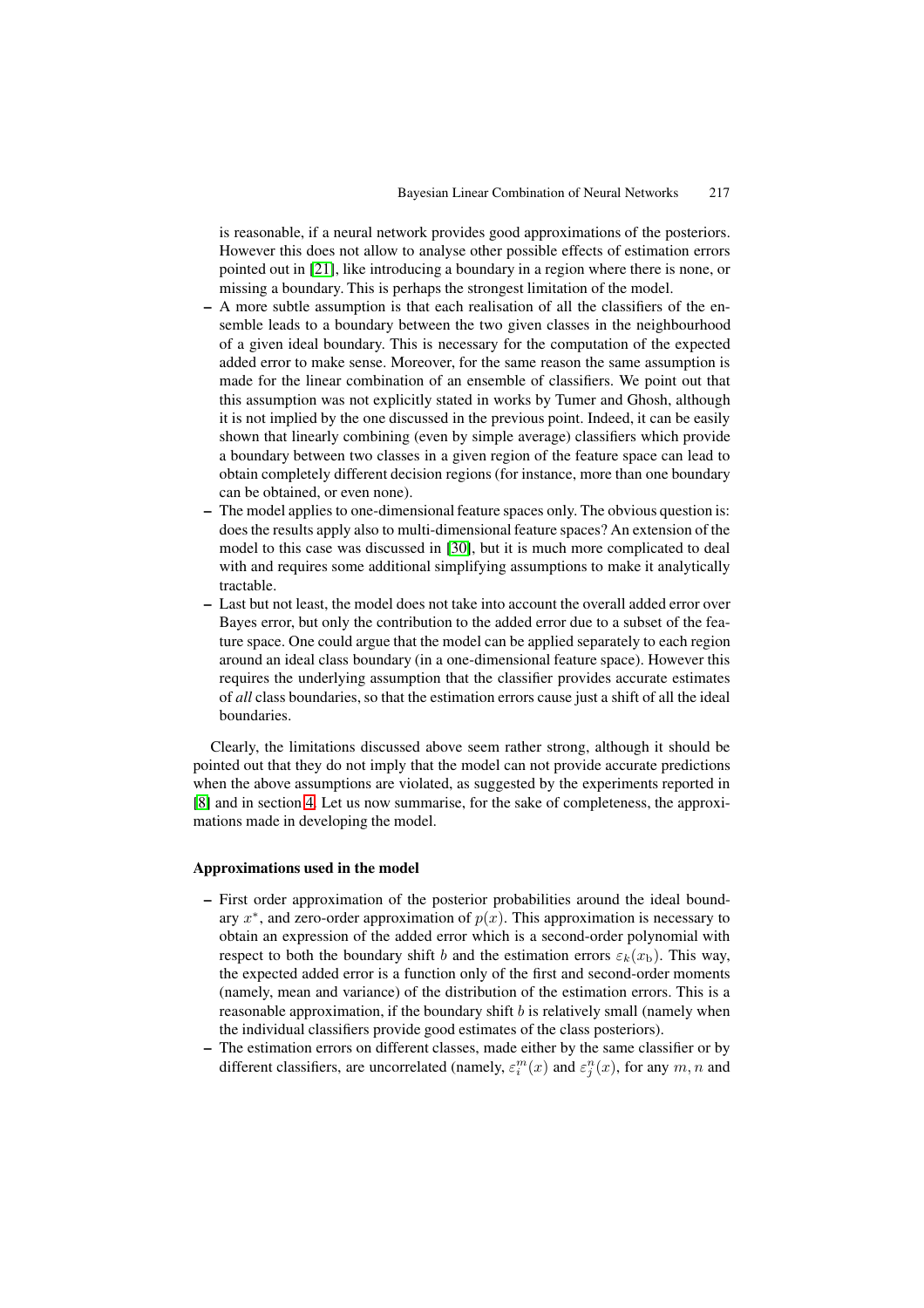is reasonable, if a neural network provides good approximations of the posteriors. However this does not allow to analyse other possible effects of estimation errors pointed out in [21], like introducing a boundary in a region where there is none, or missing a boundary. This is perhaps the strongest limitation of the model.

- A more subtle assumption is that each realisation of all the classifiers of the ensemble leads to a boundary between the two given classes in the neighbourhood of a given ideal boundary. This is necessary for the computation of the expected added error to make sense. Moreover, for the same reason the same assumption is made for the linear combination of an ensemble of classifiers. We point out that this assumption was not explicitly stated in works by Tumer and Ghosh, although it is not implied by the one discussed in the previous point. Indeed, it can be easily shown that linearly combining (even by simple average) classifiers which provide a boundary between two classes in a given region of the feature space can lead to obtain completely different decision regions (for instance, more than one boundary can be obtained, or even none).
- The model applies to one-dimensional feature spaces only. The obvious question is: does the results apply also to multi-dimensional feature spaces? An extension of the model to this case was discussed in [30], but it is much more complicated to deal with and requires some additional simplifying assumptions to make it analytically tractable.
- Last but not least, the model does not take into account the overall added error over Bayes error, but only the contribution to the added error due to a subset of the feature space. One could argue that the model can be applied separately to each region around an ideal class boundary (in a one-dimensional feature space). However this requires the underlying assumption that the classifier provides accurate estimates of *all* class boundaries, so that the estimation errors cause just a shift of all the ideal boundaries.

Clearly, the limitations discussed above seem rather strong, although it should be pointed out that they do not imply that the model can not provide accurate predictions when the above assumptions are violated, as suggested by the experiments reported in [8] and in section 4. Let us now summarise, for the sake of completeness, the approximations made in developing the model.

**Approximations used in the model**

- First order approximation of the posterior probabilities around the ideal boundary $x^*$, and zero-order approximation of $p(x)$. This approximation is necessary to obtain an expression of the added error which is a second-order polynomial with respect to both the boundary shift $b$ and the estimation errors $\varepsilon_k(x_b)$. This way, the expected added error is a function only of the first and second-order moments (namely, mean and variance) of the distribution of the estimation errors. This is a reasonable approximation, if the boundary shift $b$ is relatively small (namely when the individual classifiers provide good estimates of the class posteriors).
- The estimation errors on different classes, made either by the same classifier or by different classifiers, are uncorrelated (namely, $\varepsilon_i^m(x)$ and $\varepsilon_j^n(x)$, for any $m, n$ and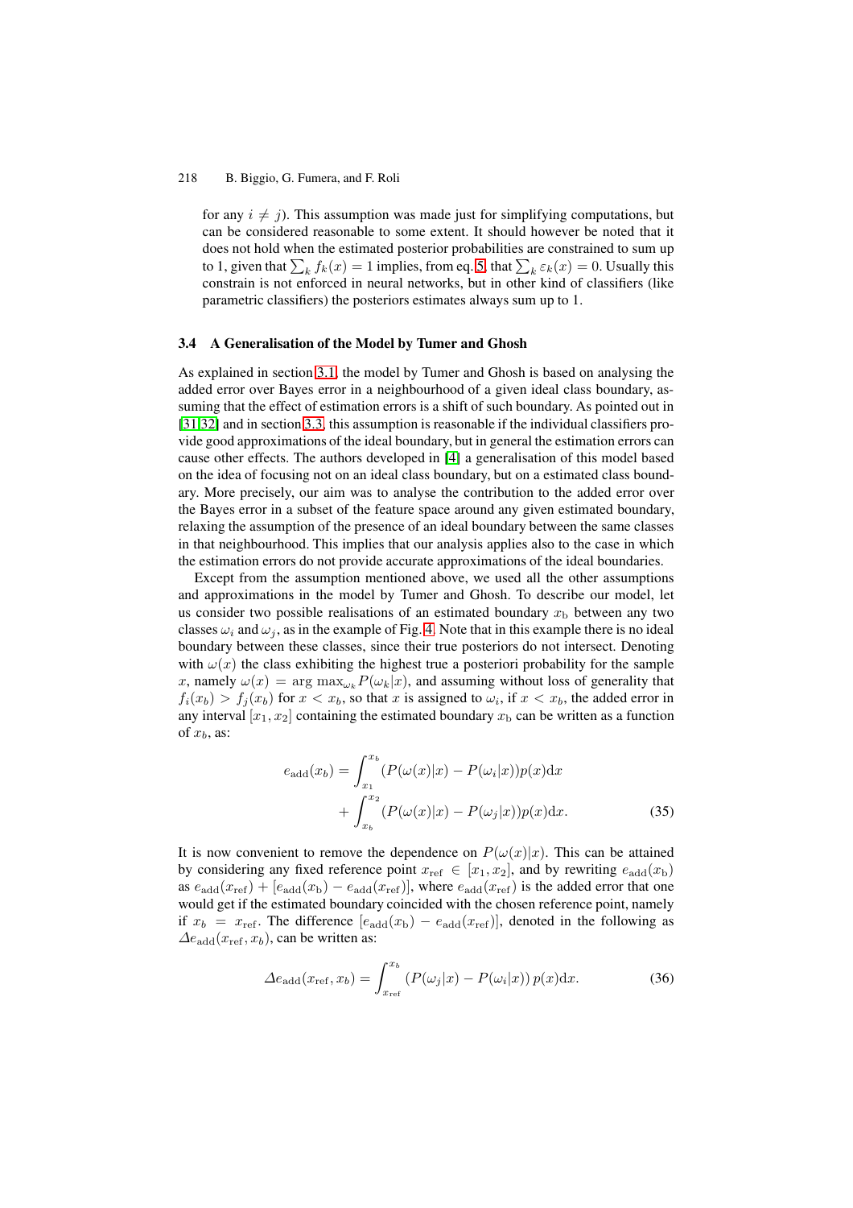for any $i \neq j$). This assumption was made just for simplifying computations, but can be considered reasonable to some extent. It should however be noted that it does not hold when the estimated posterior probabilities are constrained to sum up to 1, given that $\sum_k f_k(x) = 1$ implies, from eq. 5, that $\sum_k \varepsilon_k(x) = 0$. Usually this constrain is not enforced in neural networks, but in other kind of classifiers (like parametric classifiers) the posteriors estimates always sum up to 1.

### 3.4 A Generalisation of the Model by Tumer and Ghosh

As explained in section 3.1, the model by Tumer and Ghosh is based on analysing the added error over Bayes error in a neighbourhood of a given ideal class boundary, assuming that the effect of estimation errors is a shift of such boundary. As pointed out in [31,32] and in section 3.3, this assumption is reasonable if the individual classifiers provide good approximations of the ideal boundary, but in general the estimation errors can cause other effects. The authors developed in [4] a generalisation of this model based on the idea of focusing not on an ideal class boundary, but on a estimated class boundary. More precisely, our aim was to analyse the contribution to the added error over the Bayes error in a subset of the feature space around any given estimated boundary, relaxing the assumption of the presence of an ideal boundary between the same classes in that neighbourhood. This implies that our analysis applies also to the case in which the estimation errors do not provide accurate approximations of the ideal boundaries.

Except from the assumption mentioned above, we used all the other assumptions and approximations in the model by Tumer and Ghosh. To describe our model, let us consider two possible realisations of an estimated boundary $x_{\mathrm{b}}$ between any two classes $\omega_i$ and $\omega_j$, as in the example of Fig. 4. Note that in this example there is no ideal boundary between these classes, since their true posteriors do not intersect. Denoting with $\omega(x)$ the class exhibiting the highest true a posteriori probability for the sample $x$, namely $\omega(x) = \arg\max_{\omega_k} P(\omega_k|x)$, and assuming without loss of generality that $f_i(x_b) > f_j(x_b)$ for $x < x_b$, so that $x$ is assigned to $\omega_i$, if $x < x_b$, the added error in any interval $[x_1, x_2]$ containing the estimated boundary $x_{\mathrm{b}}$ can be written as a function of $x_b$, as:

$$
\begin{aligned}
e_{\mathrm{add}}(x_b) = & \int_{x_1}^{x_b} (P(\omega(x)|x) - P(\omega_i|x))p(x)\mathrm{d}x \\
& + \int_{x_b}^{x_2} (P(\omega(x)|x) - P(\omega_j|x))p(x)\mathrm{d}x. \qquad (35)
\end{aligned}
$$

It is now convenient to remove the dependence on $P(\omega(x)|x)$. This can be attained by considering any fixed reference point $x_{\mathrm{ref}} \in [x_1, x_2]$, and by rewriting $e_{\mathrm{add}}(x_{\mathrm{b}})$ as $e_{\mathrm{add}}(x_{\mathrm{ref}}) + [e_{\mathrm{add}}(x_{\mathrm{b}}) - e_{\mathrm{add}}(x_{\mathrm{ref}})]$, where $e_{\mathrm{add}}(x_{\mathrm{ref}})$ is the added error that one would get if the estimated boundary coincided with the chosen reference point, namely if $x_b = x_{\mathrm{ref}}$. The difference $[e_{\mathrm{add}}(x_{\mathrm{b}}) - e_{\mathrm{add}}(x_{\mathrm{ref}})]$, denoted in the following as $\Delta e_{\mathrm{add}}(x_{\mathrm{ref}}, x_b)$, can be written as:

$$
\Delta e_{\mathrm{add}}(x_{\mathrm{ref}}, x_b) = \int_{x_{\mathrm{ref}}}^{x_b} (P(\omega_j|x) - P(\omega_i|x))\, p(x)\mathrm{d}x. \qquad (36)
$$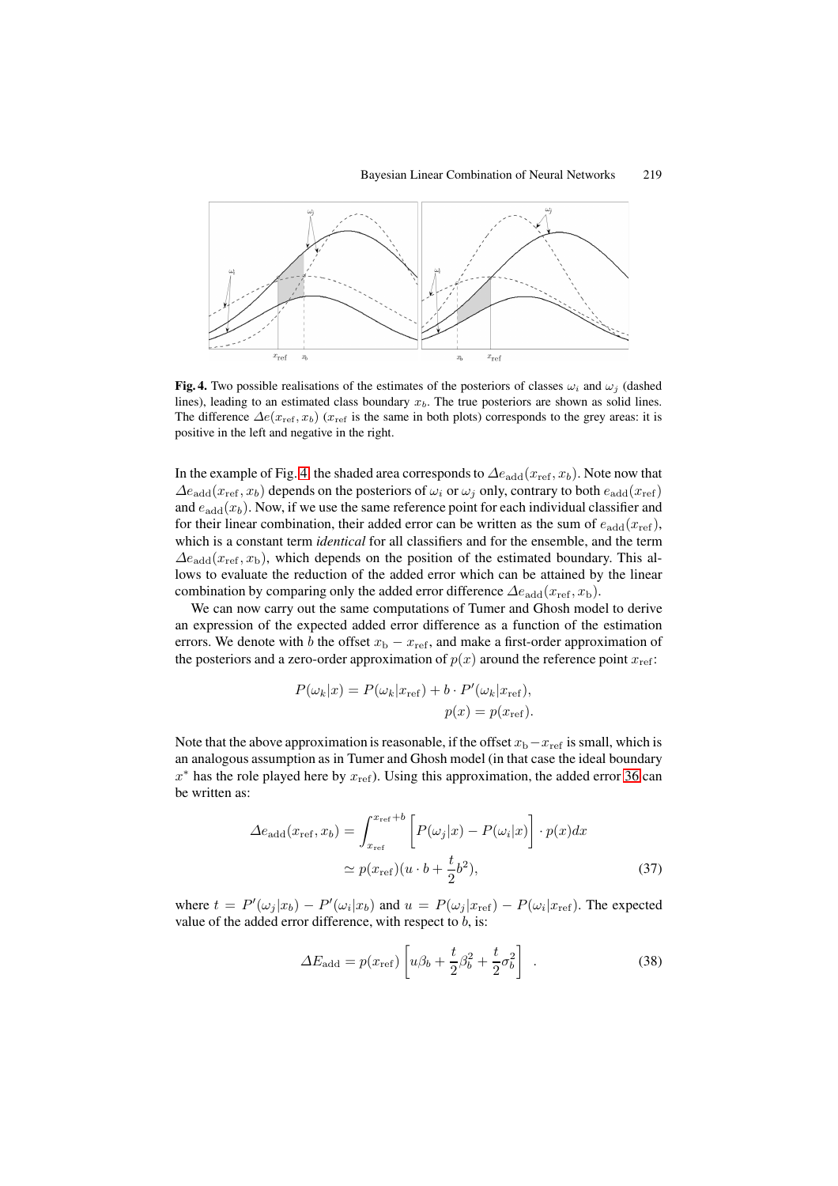$\omega_j$

$\omega_i$

$x_{\rm ref}$ $x_b$

$\omega_j$

$\omega_i$

$x_b$ $x_{\rm ref}$

**Fig. 4.** Two possible realisations of the estimates of the posteriors of classes $\omega_i$ and $\omega_j$ (dashed lines), leading to an estimated class boundary $x_b$. The true posteriors are shown as solid lines. The difference $\Delta e(x_{\rm ref}, x_b)$ ($x_{\rm ref}$ is the same in both plots) corresponds to the grey areas: it is positive in the left and negative in the right.

In the example of Fig. 4, the shaded area corresponds to $\Delta e_{\rm add}(x_{\rm ref}, x_b)$. Note now that $\Delta e_{\rm add}(x_{\rm ref}, x_b)$ depends on the posteriors of $\omega_i$ or $\omega_j$ only, contrary to both $e_{\rm add}(x_{\rm ref})$ and $e_{\rm add}(x_b)$. Now, if we use the same reference point for each individual classifier and for their linear combination, their added error can be written as the sum of $e_{\rm add}(x_{\rm ref})$, which is a constant term *identical* for all classifiers and for the ensemble, and the term $\Delta e_{\rm add}(x_{\rm ref}, x_{\rm b})$, which depends on the position of the estimated boundary. This allows to evaluate the reduction of the added error which can be attained by the linear combination by comparing only the added error difference $\Delta e_{\rm add}(x_{\rm ref}, x_{\rm b})$.

We can now carry out the same computations of Tumer and Ghosh model to derive an expression of the expected added error difference as a function of the estimation errors. We denote with $b$ the offset $x_{\rm b} - x_{\rm ref}$, and make a first-order approximation of the posteriors and a zero-order approximation of $p(x)$ around the reference point $x_{\rm ref}$:

$$P(\omega_k|x) = P(\omega_k|x_{\rm ref}) + b \cdot P'(\omega_k|x_{\rm ref}),$$
$$p(x) = p(x_{\rm ref}).$$

Note that the above approximation is reasonable, if the offset $x_{\rm b} - x_{\rm ref}$ is small, which is an analogous assumption as in Tumer and Ghosh model (in that case the ideal boundary $x^*$ has the role played here by $x_{\rm ref}$). Using this approximation, the added error 36 can be written as:

$$\Delta e_{\rm add}(x_{\rm ref}, x_b) = \int_{x_{\rm ref}}^{x_{\rm ref}+b} \left[ P(\omega_j|x) - P(\omega_i|x) \right] \cdot p(x) dx \simeq p(x_{\rm ref})(u \cdot b + \frac{t}{2} b^2), \quad (37)$$

where $t = P'(\omega_j|x_b) - P'(\omega_i|x_b)$ and $u = P(\omega_j|x_{\rm ref}) - P(\omega_i|x_{\rm ref})$. The expected value of the added error difference, with respect to $b$, is:

$$\Delta E_{\rm add} = p(x_{\rm ref}) \left[ u\beta_b + \frac{t}{2}\beta_b^2 + \frac{t}{2}\sigma_b^2 \right] \quad . \quad (38)$$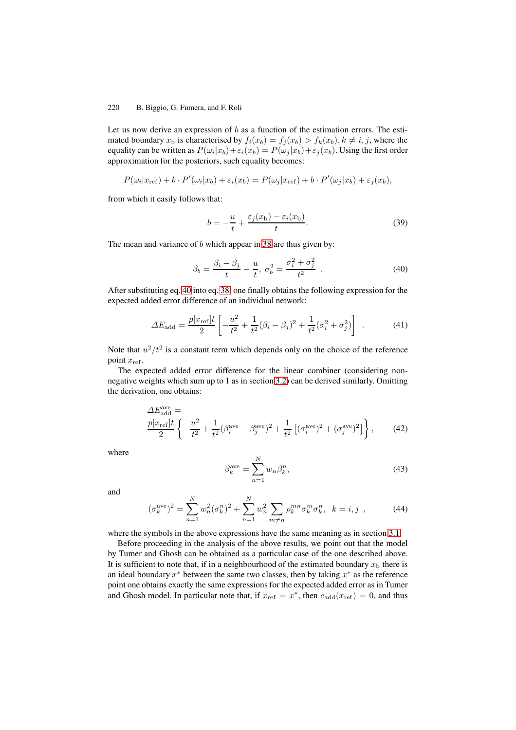Let us now derive an expression of $b$ as a function of the estimation errors. The estimated boundary $x_{\mathrm{b}}$ is characterised by $f_i(x_b) = f_j(x_b) > f_k(x_b), k \neq i, j$, where the equality can be written as $P(\omega_i|x_b) + \varepsilon_i(x_b) = P(\omega_j|x_b) + \varepsilon_j(x_b)$. Using the first order approximation for the posteriors, such equality becomes:

$$P(\omega_i|x_{\mathrm{ref}}) + b \cdot P'(\omega_i|x_b) + \varepsilon_i(x_b) = P(\omega_j|x_{\mathrm{ref}}) + b \cdot P'(\omega_j|x_b) + \varepsilon_j(x_b),$$

from which it easily follows that:

$$b = -\frac{u}{t} + \frac{\varepsilon_j(x_{\mathrm{b}}) - \varepsilon_i(x_{\mathrm{b}})}{t}. \tag{39}$$

The mean and variance of $b$ which appear in 38 are thus given by:

$$\beta_b = \frac{\beta_i - \beta_j}{t} - \frac{u}{t},\ \sigma_b^2 = \frac{\sigma_i^2 + \sigma_j^2}{t^2}\ . \tag{40}$$

After substituting eq. 40 into eq. 38, one finally obtains the following expression for the expected added error difference of an individual network:

$$\Delta E_{\mathrm{add}} = \frac{p[x_{\mathrm{ref}}]t}{2}\left[-\frac{u^2}{t^2} + \frac{1}{t^2}(\beta_i - \beta_j)^2 + \frac{1}{t^2}(\sigma_i^2 + \sigma_j^2)\right]\ . \tag{41}$$

Note that $u^2/t^2$ is a constant term which depends only on the choice of the reference point $x_{\mathrm{ref}}$.

The expected added error difference for the linear combiner (considering non-negative weights which sum up to 1 as in section 3.2) can be derived similarly. Omitting the derivation, one obtains:

$$\Delta E_{\mathrm{add}}^{\mathrm{ave}} = \frac{p[x_{\mathrm{ref}}]t}{2}\left\{-\frac{u^2}{t^2} + \frac{1}{t^2}(\beta_i^{\mathrm{ave}} - \beta_j^{\mathrm{ave}})^2 + \frac{1}{t^2}\left[(\sigma_i^{\mathrm{ave}})^2 + (\sigma_j^{\mathrm{ave}})^2\right]\right\}, \tag{42}$$

where

$$\beta_k^{\mathrm{ave}} = \sum_{n=1}^{N} w_n \beta_k^n, \tag{43}$$

and

$$(\sigma_k^{\mathrm{ave}})^2 = \sum_{n=1}^{N} w_n^2 (\sigma_k^n)^2 + \sum_{n=1}^{N} w_n^2 \sum_{m \neq n} \rho_k^{mn} \sigma_k^m \sigma_k^n,\ \ k = i, j\ , \tag{44}$$

where the symbols in the above expressions have the same meaning as in section 3.1.

Before proceeding in the analysis of the above results, we point out that the model by Tumer and Ghosh can be obtained as a particular case of the one described above. It is sufficient to note that, if in a neighbourhood of the estimated boundary $x_{\mathrm{b}}$ there is an ideal boundary $x^*$ between the same two classes, then by taking $x^*$ as the reference point one obtains exactly the same expressions for the expected added error as in Tumer and Ghosh model. In particular note that, if $x_{\mathrm{ref}} = x^*$, then $e_{\mathrm{add}}(x_{\mathrm{ref}}) = 0$, and thus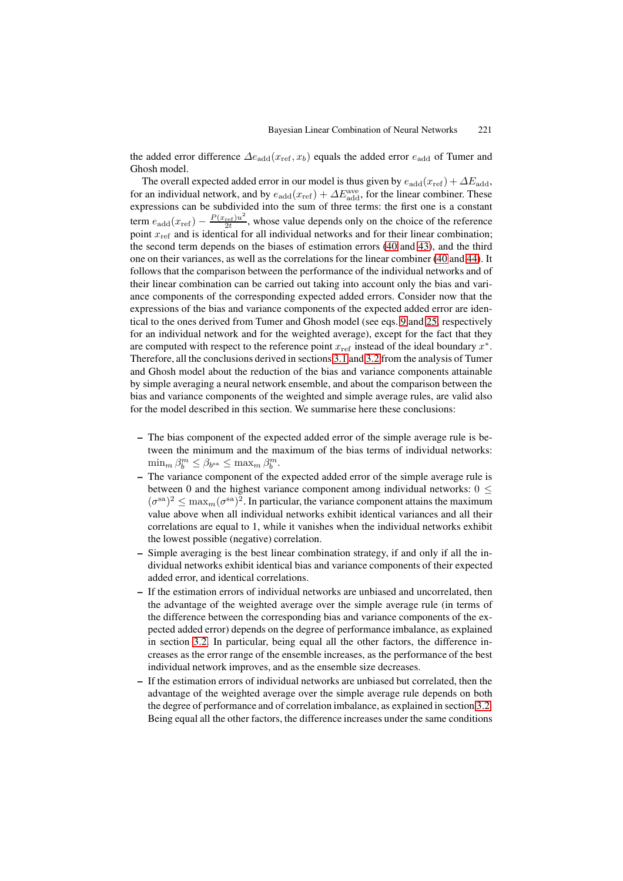the added error difference $\Delta e_{\mathrm{add}}(x_{\mathrm{ref}}, x_b)$ equals the added error $e_{\mathrm{add}}$ of Tumer and Ghosh model.

The overall expected added error in our model is thus given by $e_{\mathrm{add}}(x_{\mathrm{ref}}) + \Delta E_{\mathrm{add}}$, for an individual network, and by $e_{\mathrm{add}}(x_{\mathrm{ref}}) + \Delta E^{\mathrm{ave}}_{\mathrm{add}}$, for the linear combiner. These expressions can be subdivided into the sum of three terms: the first one is a constant term $e_{\mathrm{add}}(x_{\mathrm{ref}}) - \frac{P(x_{\mathrm{ref}})u^2}{2t}$, whose value depends only on the choice of the reference point $x_{\mathrm{ref}}$ and is identical for all individual networks and for their linear combination; the second term depends on the biases of estimation errors (40 and 43), and the third one on their variances, as well as the correlations for the linear combiner (40 and 44). It follows that the comparison between the performance of the individual networks and of their linear combination can be carried out taking into account only the bias and variance components of the corresponding expected added errors. Consider now that the expressions of the bias and variance components of the expected added error are identical to the ones derived from Tumer and Ghosh model (see eqs. 9 and 25, respectively for an individual network and for the weighted average), except for the fact that they are computed with respect to the reference point $x_{\mathrm{ref}}$ instead of the ideal boundary $x^*$. Therefore, all the conclusions derived in sections 3.1 and 3.2 from the analysis of Tumer and Ghosh model about the reduction of the bias and variance components attainable by simple averaging a neural network ensemble, and about the comparison between the bias and variance components of the weighted and simple average rules, are valid also for the model described in this section. We summarise here these conclusions:

- The bias component of the expected added error of the simple average rule is between the minimum and the maximum of the bias terms of individual networks: $\min_m \beta^m_b \leq \beta_{b^{\mathrm{sa}}} \leq \max_m \beta^m_b$.
- The variance component of the expected added error of the simple average rule is between 0 and the highest variance component among individual networks: $0 \leq (\sigma^{\mathrm{sa}})^2 \leq \max_m(\sigma^{\mathrm{sa}})^2$. In particular, the variance component attains the maximum value above when all individual networks exhibit identical variances and all their correlations are equal to 1, while it vanishes when the individual networks exhibit the lowest possible (negative) correlation.
- Simple averaging is the best linear combination strategy, if and only if all the individual networks exhibit identical bias and variance components of their expected added error, and identical correlations.
- If the estimation errors of individual networks are unbiased and uncorrelated, then the advantage of the weighted average over the simple average rule (in terms of the difference between the corresponding bias and variance components of the expected added error) depends on the degree of performance imbalance, as explained in section 3.2. In particular, being equal all the other factors, the difference increases as the error range of the ensemble increases, as the performance of the best individual network improves, and as the ensemble size decreases.
- If the estimation errors of individual networks are unbiased but correlated, then the advantage of the weighted average over the simple average rule depends on both the degree of performance and of correlation imbalance, as explained in section 3.2. Being equal all the other factors, the difference increases under the same conditions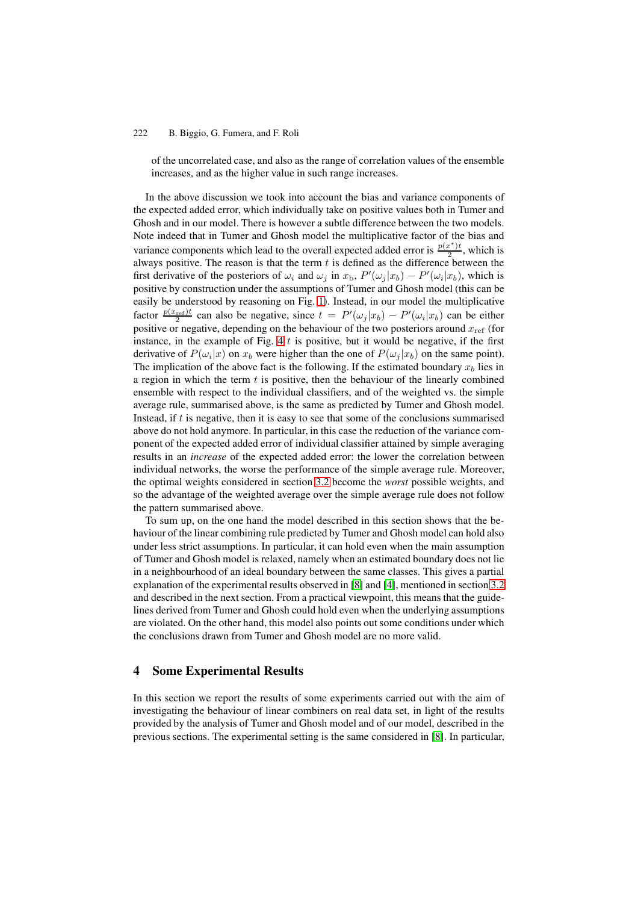of the uncorrelated case, and also as the range of correlation values of the ensemble increases, and as the higher value in such range increases.

In the above discussion we took into account the bias and variance components of the expected added error, which individually take on positive values both in Tumer and Ghosh and in our model. There is however a subtle difference between the two models. Note indeed that in Tumer and Ghosh model the multiplicative factor of the bias and variance components which lead to the overall expected added error is $\frac{p(x^*)t}{2}$, which is always positive. The reason is that the term $t$ is defined as the difference between the first derivative of the posteriors of $\omega_i$ and $\omega_j$ in $x_\mathrm{b}$, $P'(\omega_j|x_b) - P'(\omega_i|x_b)$, which is positive by construction under the assumptions of Tumer and Ghosh model (this can be easily be understood by reasoning on Fig. 1). Instead, in our model the multiplicative factor $\frac{p(x_\mathrm{ref})t}{2}$ can also be negative, since $t = P'(\omega_j|x_b) - P'(\omega_i|x_b)$ can be either positive or negative, depending on the behaviour of the two posteriors around $x_\mathrm{ref}$ (for instance, in the example of Fig. 4 $t$ is positive, but it would be negative, if the first derivative of $P(\omega_i|x)$ on $x_b$ were higher than the one of $P(\omega_j|x_b)$ on the same point). The implication of the above fact is the following. If the estimated boundary $x_b$ lies in a region in which the term $t$ is positive, then the behaviour of the linearly combined ensemble with respect to the individual classifiers, and of the weighted vs. the simple average rule, summarised above, is the same as predicted by Tumer and Ghosh model. Instead, if $t$ is negative, then it is easy to see that some of the conclusions summarised above do not hold anymore. In particular, in this case the reduction of the variance component of the expected added error of individual classifier attained by simple averaging results in an *increase* of the expected added error: the lower the correlation between individual networks, the worse the performance of the simple average rule. Moreover, the optimal weights considered in section 3.2 become the *worst* possible weights, and so the advantage of the weighted average over the simple average rule does not follow the pattern summarised above.

To sum up, on the one hand the model described in this section shows that the behaviour of the linear combining rule predicted by Tumer and Ghosh model can hold also under less strict assumptions. In particular, it can hold even when the main assumption of Tumer and Ghosh model is relaxed, namely when an estimated boundary does not lie in a neighbourhood of an ideal boundary between the same classes. This gives a partial explanation of the experimental results observed in [8] and [4], mentioned in section 3.2 and described in the next section. From a practical viewpoint, this means that the guidelines derived from Tumer and Ghosh could hold even when the underlying assumptions are violated. On the other hand, this model also points out some conditions under which the conclusions drawn from Tumer and Ghosh model are no more valid.

## 4 Some Experimental Results

In this section we report the results of some experiments carried out with the aim of investigating the behaviour of linear combiners on real data set, in light of the results provided by the analysis of Tumer and Ghosh model and of our model, described in the previous sections. The experimental setting is the same considered in [8]. In particular,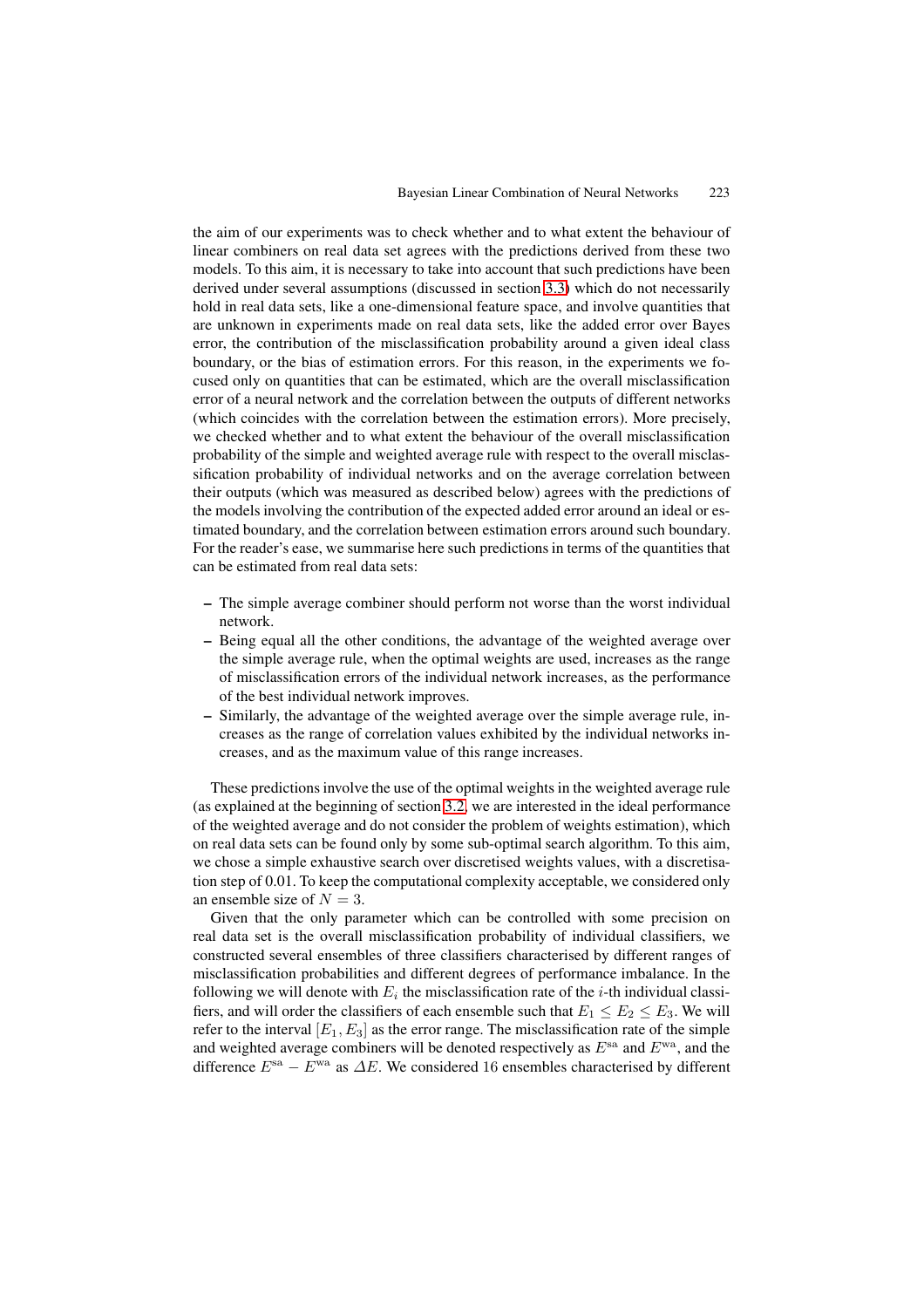the aim of our experiments was to check whether and to what extent the behaviour of linear combiners on real data set agrees with the predictions derived from these two models. To this aim, it is necessary to take into account that such predictions have been derived under several assumptions (discussed in section 3.3) which do not necessarily hold in real data sets, like a one-dimensional feature space, and involve quantities that are unknown in experiments made on real data sets, like the added error over Bayes error, the contribution of the misclassification probability around a given ideal class boundary, or the bias of estimation errors. For this reason, in the experiments we focused only on quantities that can be estimated, which are the overall misclassification error of a neural network and the correlation between the outputs of different networks (which coincides with the correlation between the estimation errors). More precisely, we checked whether and to what extent the behaviour of the overall misclassification probability of the simple and weighted average rule with respect to the overall misclassification probability of individual networks and on the average correlation between their outputs (which was measured as described below) agrees with the predictions of the models involving the contribution of the expected added error around an ideal or estimated boundary, and the correlation between estimation errors around such boundary. For the reader's ease, we summarise here such predictions in terms of the quantities that can be estimated from real data sets:

- The simple average combiner should perform not worse than the worst individual network.
- Being equal all the other conditions, the advantage of the weighted average over the simple average rule, when the optimal weights are used, increases as the range of misclassification errors of the individual network increases, as the performance of the best individual network improves.
- Similarly, the advantage of the weighted average over the simple average rule, increases as the range of correlation values exhibited by the individual networks increases, and as the maximum value of this range increases.

These predictions involve the use of the optimal weights in the weighted average rule (as explained at the beginning of section 3.2, we are interested in the ideal performance of the weighted average and do not consider the problem of weights estimation), which on real data sets can be found only by some sub-optimal search algorithm. To this aim, we chose a simple exhaustive search over discretised weights values, with a discretisation step of 0.01. To keep the computational complexity acceptable, we considered only an ensemble size of $N = 3$.

Given that the only parameter which can be controlled with some precision on real data set is the overall misclassification probability of individual classifiers, we constructed several ensembles of three classifiers characterised by different ranges of misclassification probabilities and different degrees of performance imbalance. In the following we will denote with $E_i$ the misclassification rate of the $i$-th individual classifiers, and will order the classifiers of each ensemble such that $E_1 \leq E_2 \leq E_3$. We will refer to the interval $[E_1, E_3]$ as the error range. The misclassification rate of the simple and weighted average combiners will be denoted respectively as $E^{\mathrm{sa}}$ and $E^{\mathrm{wa}}$, and the difference $E^{\mathrm{sa}} - E^{\mathrm{wa}}$ as $\Delta E$. We considered 16 ensembles characterised by different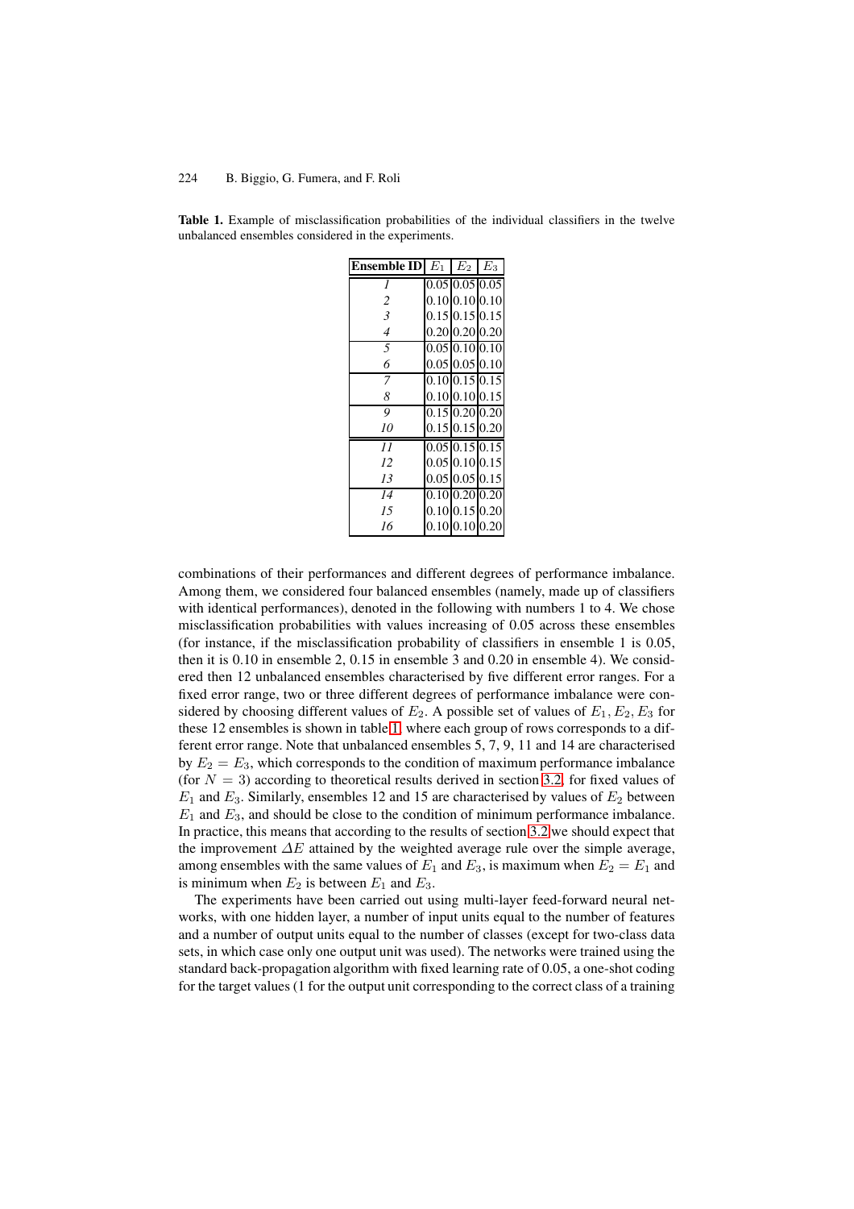**Table 1.** Example of misclassification probabilities of the individual classifiers in the twelve unbalanced ensembles considered in the experiments.

| Ensemble ID | $E_1$ | $E_2$ | $E_3$ |
|---|---|---|---|
| *1* | 0.05 | 0.05 | 0.05 |
| *2* | 0.10 | 0.10 | 0.10 |
| *3* | 0.15 | 0.15 | 0.15 |
| *4* | 0.20 | 0.20 | 0.20 |
| *5* | 0.05 | 0.10 | 0.10 |
| *6* | 0.05 | 0.05 | 0.10 |
| *7* | 0.10 | 0.15 | 0.15 |
| *8* | 0.10 | 0.10 | 0.15 |
| *9* | 0.15 | 0.20 | 0.20 |
| *10* | 0.15 | 0.15 | 0.20 |
| *11* | 0.05 | 0.15 | 0.15 |
| *12* | 0.05 | 0.10 | 0.15 |
| *13* | 0.05 | 0.05 | 0.15 |
| *14* | 0.10 | 0.20 | 0.20 |
| *15* | 0.10 | 0.15 | 0.20 |
| *16* | 0.10 | 0.10 | 0.20 |

combinations of their performances and different degrees of performance imbalance. Among them, we considered four balanced ensembles (namely, made up of classifiers with identical performances), denoted in the following with numbers 1 to 4. We chose misclassification probabilities with values increasing of 0.05 across these ensembles (for instance, if the misclassification probability of classifiers in ensemble 1 is 0.05, then it is 0.10 in ensemble 2, 0.15 in ensemble 3 and 0.20 in ensemble 4). We considered then 12 unbalanced ensembles characterised by five different error ranges. For a fixed error range, two or three different degrees of performance imbalance were considered by choosing different values of $E_2$. A possible set of values of $E_1, E_2, E_3$ for these 12 ensembles is shown in table 1, where each group of rows corresponds to a different error range. Note that unbalanced ensembles 5, 7, 9, 11 and 14 are characterised by $E_2 = E_3$, which corresponds to the condition of maximum performance imbalance (for $N = 3$) according to theoretical results derived in section 3.2, for fixed values of $E_1$ and $E_3$. Similarly, ensembles 12 and 15 are characterised by values of $E_2$ between $E_1$ and $E_3$, and should be close to the condition of minimum performance imbalance. In practice, this means that according to the results of section 3.2 we should expect that the improvement $\Delta E$ attained by the weighted average rule over the simple average, among ensembles with the same values of $E_1$ and $E_3$, is maximum when $E_2 = E_1$ and is minimum when $E_2$ is between $E_1$ and $E_3$.

The experiments have been carried out using multi-layer feed-forward neural networks, with one hidden layer, a number of input units equal to the number of features and a number of output units equal to the number of classes (except for two-class data sets, in which case only one output unit was used). The networks were trained using the standard back-propagation algorithm with fixed learning rate of 0.05, a one-shot coding for the target values (1 for the output unit corresponding to the correct class of a training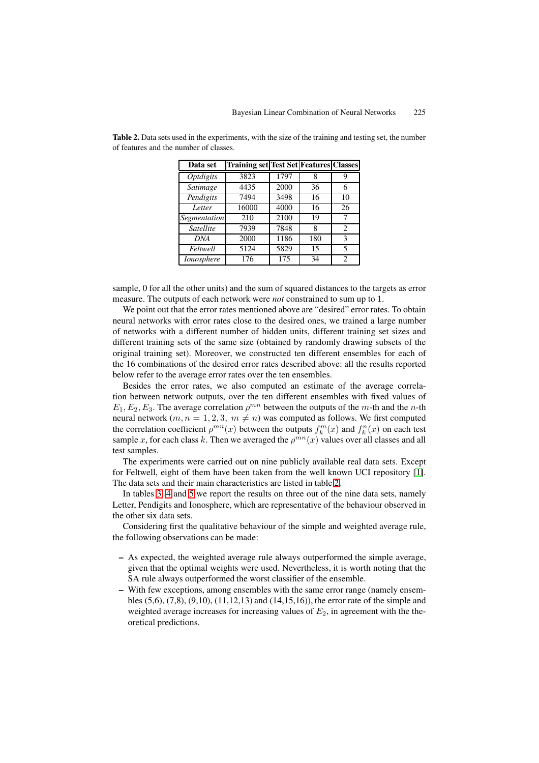**Table 2.** Data sets used in the experiments, with the size of the training and testing set, the number of features and the number of classes.

| Data set | Training set | Test Set | Features | Classes |
|---|---|---|---|---|
| *Optdigits* | 3823 | 1797 | 8 | 9 |
| *Satimage* | 4435 | 2000 | 36 | 6 |
| *Pendigits* | 7494 | 3498 | 16 | 10 |
| *Letter* | 16000 | 4000 | 16 | 26 |
| *Segmentation* | 210 | 2100 | 19 | 7 |
| *Satellite* | 7939 | 7848 | 8 | 2 |
| *DNA* | 2000 | 1186 | 180 | 3 |
| *Feltwell* | 5124 | 5829 | 15 | 5 |
| *Ionosphere* | 176 | 175 | 34 | 2 |

sample, 0 for all the other units) and the sum of squared distances to the targets as error measure. The outputs of each network were *not* constrained to sum up to 1.

We point out that the error rates mentioned above are "desired" error rates. To obtain neural networks with error rates close to the desired ones, we trained a large number of networks with a different number of hidden units, different training set sizes and different training sets of the same size (obtained by randomly drawing subsets of the original training set). Moreover, we constructed ten different ensembles for each of the 16 combinations of the desired error rates described above: all the results reported below refer to the average error rates over the ten ensembles.

Besides the error rates, we also computed an estimate of the average correlation between network outputs, over the ten different ensembles with fixed values of $E_1, E_2, E_3$. The average correlation $\rho^{mn}$ between the outputs of the $m$-th and the $n$-th neural network ($m, n = 1, 2, 3,\ m \neq n$) was computed as follows. We first computed the correlation coefficient $\rho^{mn}(x)$ between the outputs $f_k^m(x)$ and $f_k^n(x)$ on each test sample $x$, for each class $k$. Then we averaged the $\rho^{mn}(x)$ values over all classes and all test samples.

The experiments were carried out on nine publicly available real data sets. Except for Feltwell, eight of them have been taken from the well known UCI repository [1]. The data sets and their main characteristics are listed in table 2.

In tables 3, 4 and 5 we report the results on three out of the nine data sets, namely Letter, Pendigits and Ionosphere, which are representative of the behaviour observed in the other six data sets.

Considering first the qualitative behaviour of the simple and weighted average rule, the following observations can be made:

- As expected, the weighted average rule always outperformed the simple average, given that the optimal weights were used. Nevertheless, it is worth noting that the SA rule always outperformed the worst classifier of the ensemble.
- With few exceptions, among ensembles with the same error range (namely ensembles (5,6), (7,8), (9,10), (11,12,13) and (14,15,16)), the error rate of the simple and weighted average increases for increasing values of $E_2$, in agreement with the theoretical predictions.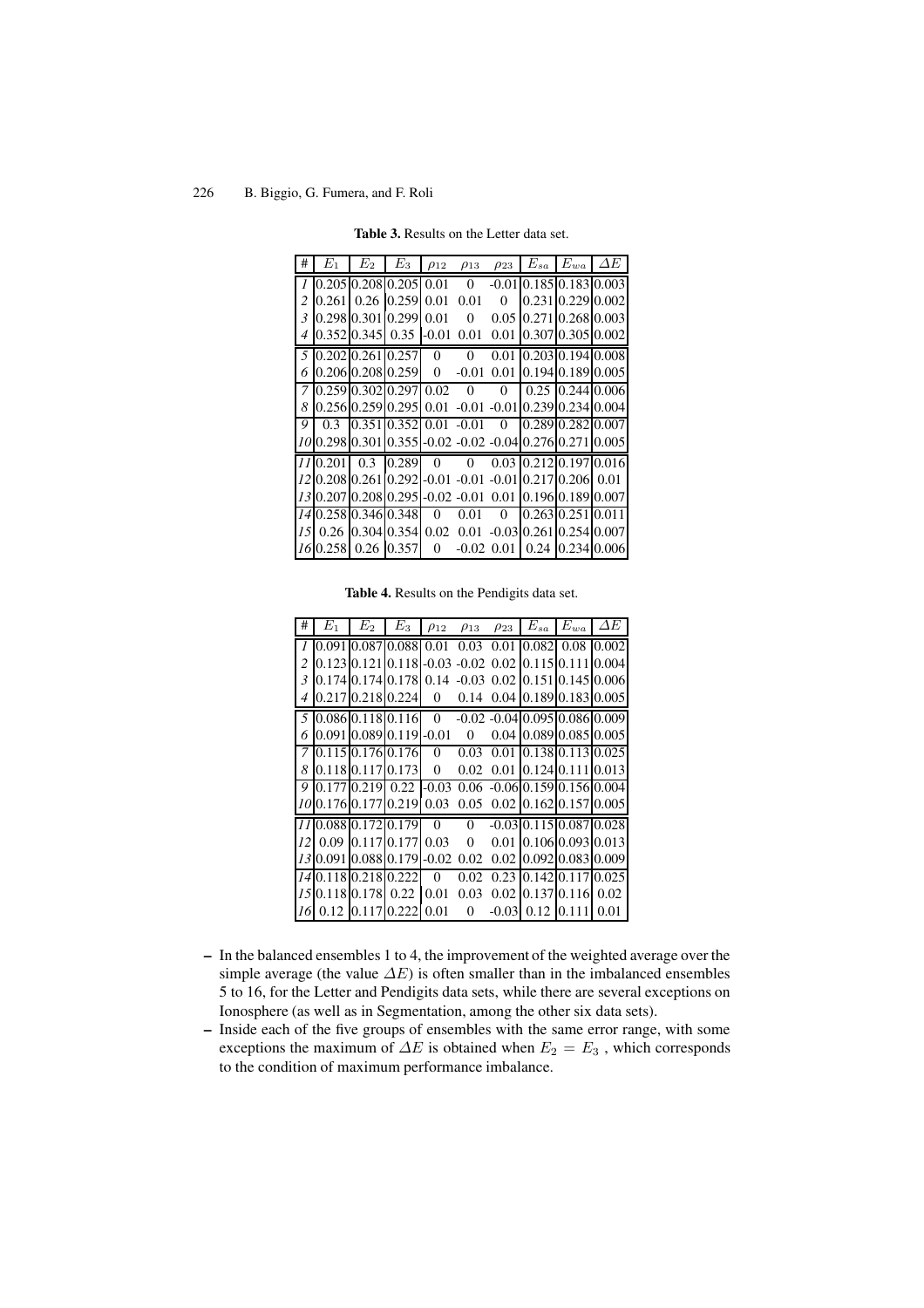**Table 3.** Results on the Letter data set.

| # | $E_1$ | $E_2$ | $E_3$ | $\rho_{12}$ | $\rho_{13}$ | $\rho_{23}$ | $E_{sa}$ | $E_{wa}$ | $\Delta E$ |
|---|---|---|---|---|---|---|---|---|---|
| *1* | 0.205 | 0.208 | 0.205 | 0.01 | 0 | -0.01 | 0.185 | 0.183 | 0.003 |
| *2* | 0.261 | 0.26 | 0.259 | 0.01 | 0.01 | 0 | 0.231 | 0.229 | 0.002 |
| *3* | 0.298 | 0.301 | 0.299 | 0.01 | 0 | 0.05 | 0.271 | 0.268 | 0.003 |
| *4* | 0.352 | 0.345 | 0.35 | -0.01 | 0.01 | 0.01 | 0.307 | 0.305 | 0.002 |
| *5* | 0.202 | 0.261 | 0.257 | 0 | 0 | 0.01 | 0.203 | 0.194 | 0.008 |
| *6* | 0.206 | 0.208 | 0.259 | 0 | -0.01 | 0.01 | 0.194 | 0.189 | 0.005 |
| *7* | 0.259 | 0.302 | 0.297 | 0.02 | 0 | 0 | 0.25 | 0.244 | 0.006 |
| *8* | 0.256 | 0.259 | 0.295 | 0.01 | -0.01 | -0.01 | 0.239 | 0.234 | 0.004 |
| *9* | 0.3 | 0.351 | 0.352 | 0.01 | -0.01 | 0 | 0.289 | 0.282 | 0.007 |
| *10* | 0.298 | 0.301 | 0.355 | -0.02 | -0.02 | -0.04 | 0.276 | 0.271 | 0.005 |
| *11* | 0.201 | 0.3 | 0.289 | 0 | 0 | 0.03 | 0.212 | 0.197 | 0.016 |
| *12* | 0.208 | 0.261 | 0.292 | -0.01 | -0.01 | -0.01 | 0.217 | 0.206 | 0.01 |
| *13* | 0.207 | 0.208 | 0.295 | -0.02 | -0.01 | 0.01 | 0.196 | 0.189 | 0.007 |
| *14* | 0.258 | 0.346 | 0.348 | 0 | 0.01 | 0 | 0.263 | 0.251 | 0.011 |
| *15* | 0.26 | 0.304 | 0.354 | 0.02 | 0.01 | -0.03 | 0.261 | 0.254 | 0.007 |
| *16* | 0.258 | 0.26 | 0.357 | 0 | -0.02 | 0.01 | 0.24 | 0.234 | 0.006 |

**Table 4.** Results on the Pendigits data set.

| # | $E_1$ | $E_2$ | $E_3$ | $\rho_{12}$ | $\rho_{13}$ | $\rho_{23}$ | $E_{sa}$ | $E_{wa}$ | $\Delta E$ |
|---|---|---|---|---|---|---|---|---|---|
| *1* | 0.091 | 0.087 | 0.088 | 0.01 | 0.03 | 0.01 | 0.082 | 0.08 | 0.002 |
| *2* | 0.123 | 0.121 | 0.118 | -0.03 | -0.02 | 0.02 | 0.115 | 0.111 | 0.004 |
| *3* | 0.174 | 0.174 | 0.178 | 0.14 | -0.03 | 0.02 | 0.151 | 0.145 | 0.006 |
| *4* | 0.217 | 0.218 | 0.224 | 0 | 0.14 | 0.04 | 0.189 | 0.183 | 0.005 |
| *5* | 0.086 | 0.118 | 0.116 | 0 | -0.02 | -0.04 | 0.095 | 0.086 | 0.009 |
| *6* | 0.091 | 0.089 | 0.119 | -0.01 | 0 | 0.04 | 0.089 | 0.085 | 0.005 |
| *7* | 0.115 | 0.176 | 0.176 | 0 | 0.03 | 0.01 | 0.138 | 0.113 | 0.025 |
| *8* | 0.118 | 0.117 | 0.173 | 0 | 0.02 | 0.01 | 0.124 | 0.111 | 0.013 |
| *9* | 0.177 | 0.219 | 0.22 | -0.03 | 0.06 | -0.06 | 0.159 | 0.156 | 0.004 |
| *10* | 0.176 | 0.177 | 0.219 | 0.03 | 0.05 | 0.02 | 0.162 | 0.157 | 0.005 |
| *11* | 0.088 | 0.172 | 0.179 | 0 | 0 | -0.03 | 0.115 | 0.087 | 0.028 |
| *12* | 0.09 | 0.117 | 0.177 | 0.03 | 0 | 0.01 | 0.106 | 0.093 | 0.013 |
| *13* | 0.091 | 0.088 | 0.179 | -0.02 | 0.02 | 0.02 | 0.092 | 0.083 | 0.009 |
| *14* | 0.118 | 0.218 | 0.222 | 0 | 0.02 | 0.23 | 0.142 | 0.117 | 0.025 |
| *15* | 0.118 | 0.178 | 0.22 | 0.01 | 0.03 | 0.02 | 0.137 | 0.116 | 0.02 |
| *16* | 0.12 | 0.117 | 0.222 | 0.01 | 0 | -0.03 | 0.12 | 0.111 | 0.01 |

- In the balanced ensembles 1 to 4, the improvement of the weighted average over the simple average (the value $\Delta E$) is often smaller than in the imbalanced ensembles 5 to 16, for the Letter and Pendigits data sets, while there are several exceptions on Ionosphere (as well as in Segmentation, among the other six data sets).
- Inside each of the five groups of ensembles with the same error range, with some exceptions the maximum of $\Delta E$ is obtained when $E_2 = E_3$ , which corresponds to the condition of maximum performance imbalance.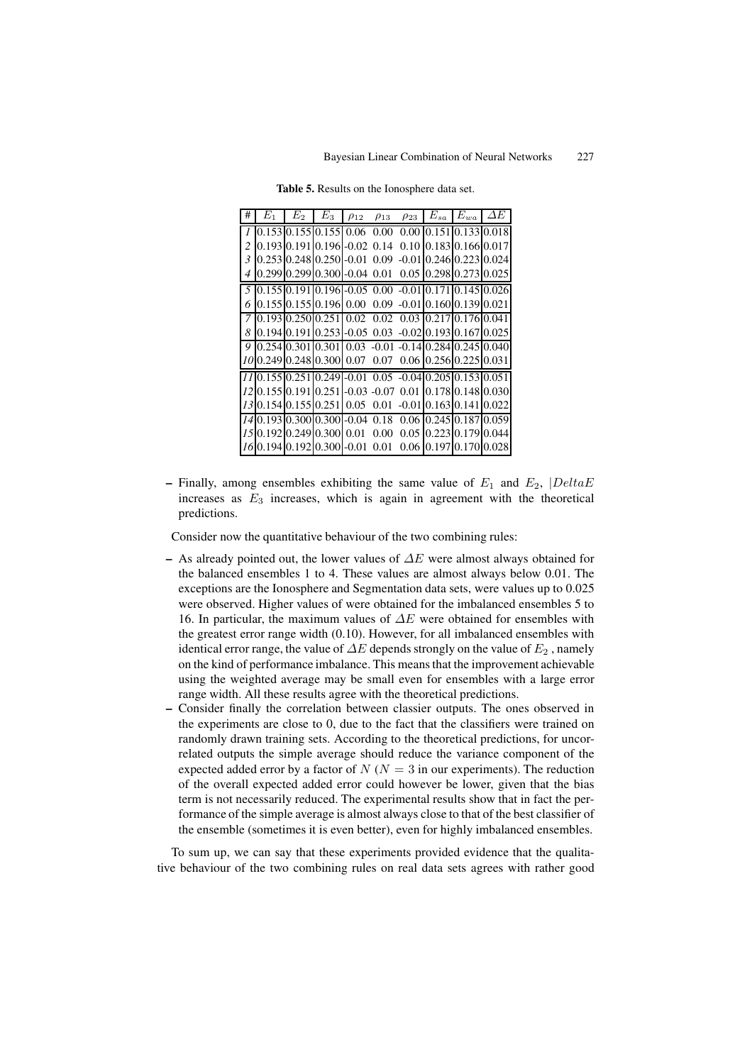**Table 5.** Results on the Ionosphere data set.

| # | $E_1$ | $E_2$ | $E_3$ | $\rho_{12}$ | $\rho_{13}$ | $\rho_{23}$ | $E_{sa}$ | $E_{wa}$ | $\Delta E$ |
|---|---|---|---|---|---|---|---|---|---|
| *1* | 0.153 | 0.155 | 0.155 | 0.06 | 0.00 | 0.00 | 0.151 | 0.133 | 0.018 |
| *2* | 0.193 | 0.191 | 0.196 | -0.02 | 0.14 | 0.10 | 0.183 | 0.166 | 0.017 |
| *3* | 0.253 | 0.248 | 0.250 | -0.01 | 0.09 | -0.01 | 0.246 | 0.223 | 0.024 |
| *4* | 0.299 | 0.299 | 0.300 | -0.04 | 0.01 | 0.05 | 0.298 | 0.273 | 0.025 |
| *5* | 0.155 | 0.191 | 0.196 | -0.05 | 0.00 | -0.01 | 0.171 | 0.145 | 0.026 |
| *6* | 0.155 | 0.155 | 0.196 | 0.00 | 0.09 | -0.01 | 0.160 | 0.139 | 0.021 |
| *7* | 0.193 | 0.250 | 0.251 | 0.02 | 0.02 | 0.03 | 0.217 | 0.176 | 0.041 |
| *8* | 0.194 | 0.191 | 0.253 | -0.05 | 0.03 | -0.02 | 0.193 | 0.167 | 0.025 |
| *9* | 0.254 | 0.301 | 0.301 | 0.03 | -0.01 | -0.14 | 0.284 | 0.245 | 0.040 |
| *10* | 0.249 | 0.248 | 0.300 | 0.07 | 0.07 | 0.06 | 0.256 | 0.225 | 0.031 |
| *11* | 0.155 | 0.251 | 0.249 | -0.01 | 0.05 | -0.04 | 0.205 | 0.153 | 0.051 |
| *12* | 0.155 | 0.191 | 0.251 | -0.03 | -0.07 | 0.01 | 0.178 | 0.148 | 0.030 |
| *13* | 0.154 | 0.155 | 0.251 | 0.05 | 0.01 | -0.01 | 0.163 | 0.141 | 0.022 |
| *14* | 0.193 | 0.300 | 0.300 | -0.04 | 0.18 | 0.06 | 0.245 | 0.187 | 0.059 |
| *15* | 0.192 | 0.249 | 0.300 | 0.01 | 0.00 | 0.05 | 0.223 | 0.179 | 0.044 |
| *16* | 0.194 | 0.192 | 0.300 | -0.01 | 0.01 | 0.06 | 0.197 | 0.170 | 0.028 |

– Finally, among ensembles exhibiting the same value of $E_1$ and $E_2$, $|DeltaE$ increases as $E_3$ increases, which is again in agreement with the theoretical predictions.

Consider now the quantitative behaviour of the two combining rules:

– As already pointed out, the lower values of $\Delta E$ were almost always obtained for the balanced ensembles 1 to 4. These values are almost always below 0.01. The exceptions are the Ionosphere and Segmentation data sets, were values up to 0.025 were observed. Higher values of were obtained for the imbalanced ensembles 5 to 16. In particular, the maximum values of $\Delta E$ were obtained for ensembles with the greatest error range width (0.10). However, for all imbalanced ensembles with identical error range, the value of $\Delta E$ depends strongly on the value of $E_2$ , namely on the kind of performance imbalance. This means that the improvement achievable using the weighted average may be small even for ensembles with a large error range width. All these results agree with the theoretical predictions.

– Consider finally the correlation between classier outputs. The ones observed in the experiments are close to 0, due to the fact that the classifiers were trained on randomly drawn training sets. According to the theoretical predictions, for uncorrelated outputs the simple average should reduce the variance component of the expected added error by a factor of $N$ ($N = 3$ in our experiments). The reduction of the overall expected added error could however be lower, given that the bias term is not necessarily reduced. The experimental results show that in fact the performance of the simple average is almost always close to that of the best classifier of the ensemble (sometimes it is even better), even for highly imbalanced ensembles.

To sum up, we can say that these experiments provided evidence that the qualitative behaviour of the two combining rules on real data sets agrees with rather good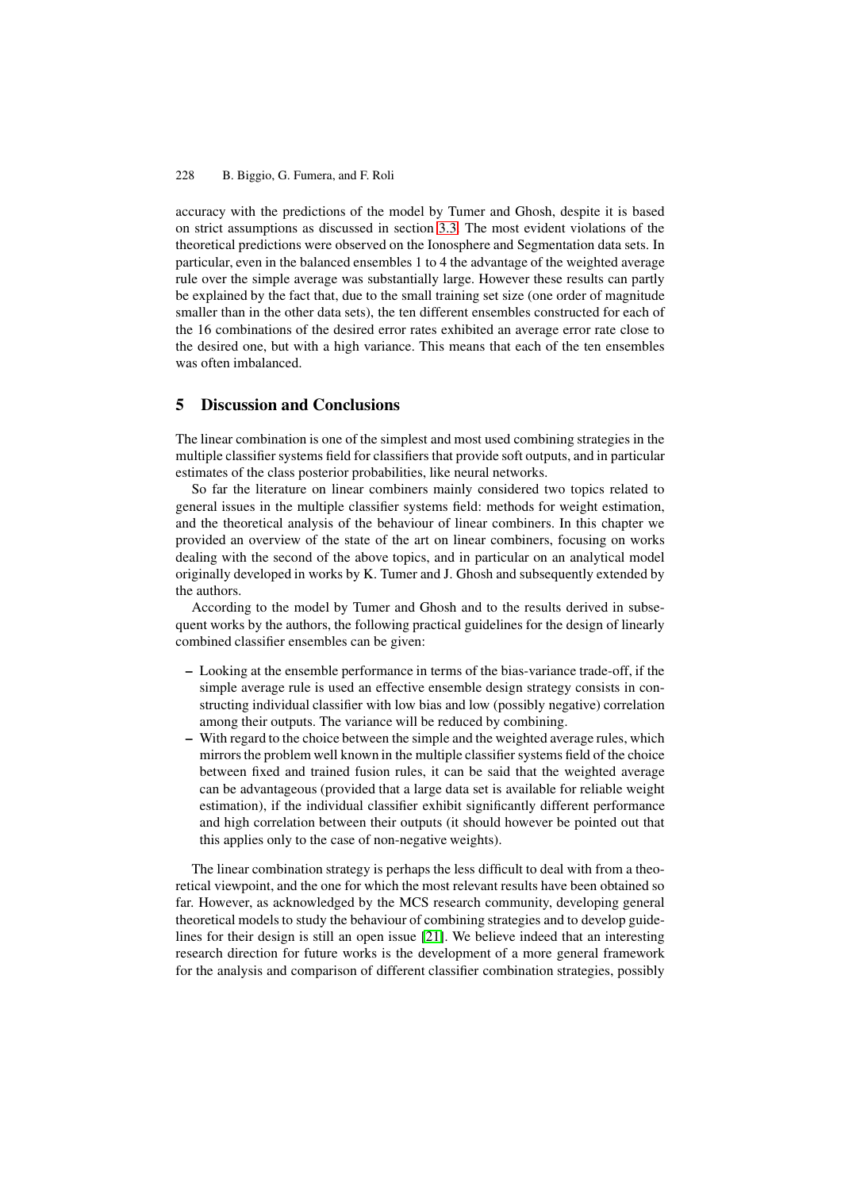accuracy with the predictions of the model by Tumer and Ghosh, despite it is based on strict assumptions as discussed in section 3.3. The most evident violations of the theoretical predictions were observed on the Ionosphere and Segmentation data sets. In particular, even in the balanced ensembles 1 to 4 the advantage of the weighted average rule over the simple average was substantially large. However these results can partly be explained by the fact that, due to the small training set size (one order of magnitude smaller than in the other data sets), the ten different ensembles constructed for each of the 16 combinations of the desired error rates exhibited an average error rate close to the desired one, but with a high variance. This means that each of the ten ensembles was often imbalanced.

## 5 Discussion and Conclusions

The linear combination is one of the simplest and most used combining strategies in the multiple classifier systems field for classifiers that provide soft outputs, and in particular estimates of the class posterior probabilities, like neural networks.

So far the literature on linear combiners mainly considered two topics related to general issues in the multiple classifier systems field: methods for weight estimation, and the theoretical analysis of the behaviour of linear combiners. In this chapter we provided an overview of the state of the art on linear combiners, focusing on works dealing with the second of the above topics, and in particular on an analytical model originally developed in works by K. Tumer and J. Ghosh and subsequently extended by the authors.

According to the model by Tumer and Ghosh and to the results derived in subsequent works by the authors, the following practical guidelines for the design of linearly combined classifier ensembles can be given:

– Looking at the ensemble performance in terms of the bias-variance trade-off, if the simple average rule is used an effective ensemble design strategy consists in constructing individual classifier with low bias and low (possibly negative) correlation among their outputs. The variance will be reduced by combining.
– With regard to the choice between the simple and the weighted average rules, which mirrors the problem well known in the multiple classifier systems field of the choice between fixed and trained fusion rules, it can be said that the weighted average can be advantageous (provided that a large data set is available for reliable weight estimation), if the individual classifier exhibit significantly different performance and high correlation between their outputs (it should however be pointed out that this applies only to the case of non-negative weights).

The linear combination strategy is perhaps the less difficult to deal with from a theoretical viewpoint, and the one for which the most relevant results have been obtained so far. However, as acknowledged by the MCS research community, developing general theoretical models to study the behaviour of combining strategies and to develop guidelines for their design is still an open issue [21]. We believe indeed that an interesting research direction for future works is the development of a more general framework for the analysis and comparison of different classifier combination strategies, possibly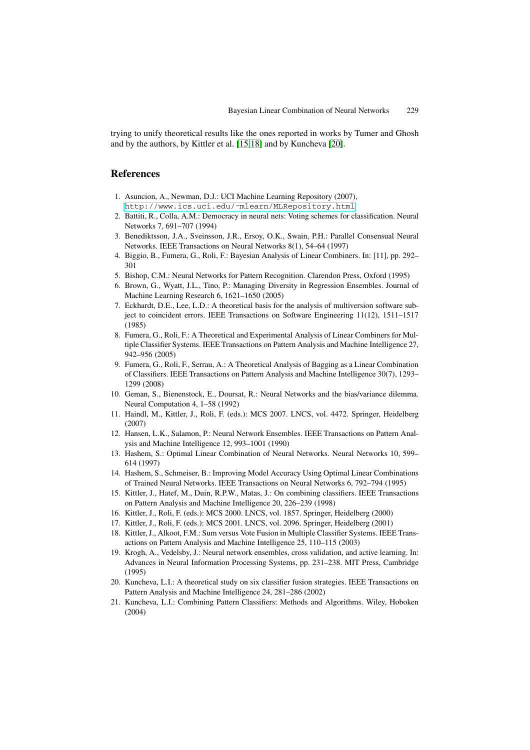trying to unify theoretical results like the ones reported in works by Tumer and Ghosh and by the authors, by Kittler et al. [15,18] and by Kuncheva [20].

## References

1. Asuncion, A., Newman, D.J.: UCI Machine Learning Repository (2007), http://www.ics.uci.edu/~mlearn/MLRepository.html
2. Battiti, R., Colla, A.M.: Democracy in neural nets: Voting schemes for classification. Neural Networks 7, 691–707 (1994)
3. Benediktsson, J.A., Sveinsson, J.R., Ersoy, O.K., Swain, P.H.: Parallel Consensual Neural Networks. IEEE Transactions on Neural Networks 8(1), 54–64 (1997)
4. Biggio, B., Fumera, G., Roli, F.: Bayesian Analysis of Linear Combiners. In: [11], pp. 292–301
5. Bishop, C.M.: Neural Networks for Pattern Recognition. Clarendon Press, Oxford (1995)
6. Brown, G., Wyatt, J.L., Tino, P.: Managing Diversity in Regression Ensembles. Journal of Machine Learning Research 6, 1621–1650 (2005)
7. Eckhardt, D.E., Lee, L.D.: A theoretical basis for the analysis of multiversion software subject to coincident errors. IEEE Transactions on Software Engineering 11(12), 1511–1517 (1985)
8. Fumera, G., Roli, F.: A Theoretical and Experimental Analysis of Linear Combiners for Multiple Classifier Systems. IEEE Transactions on Pattern Analysis and Machine Intelligence 27, 942–956 (2005)
9. Fumera, G., Roli, F., Serrau, A.: A Theoretical Analysis of Bagging as a Linear Combination of Classifiers. IEEE Transactions on Pattern Analysis and Machine Intelligence 30(7), 1293–1299 (2008)
10. Geman, S., Bienenstock, E., Doursat, R.: Neural Networks and the bias/variance dilemma. Neural Computation 4, 1–58 (1992)
11. Haindl, M., Kittler, J., Roli, F. (eds.): MCS 2007. LNCS, vol. 4472. Springer, Heidelberg (2007)
12. Hansen, L.K., Salamon, P.: Neural Network Ensembles. IEEE Transactions on Pattern Analysis and Machine Intelligence 12, 993–1001 (1990)
13. Hashem, S.: Optimal Linear Combination of Neural Networks. Neural Networks 10, 599–614 (1997)
14. Hashem, S., Schmeiser, B.: Improving Model Accuracy Using Optimal Linear Combinations of Trained Neural Networks. IEEE Transactions on Neural Networks 6, 792–794 (1995)
15. Kittler, J., Hatef, M., Duin, R.P.W., Matas, J.: On combining classifiers. IEEE Transactions on Pattern Analysis and Machine Intelligence 20, 226–239 (1998)
16. Kittler, J., Roli, F. (eds.): MCS 2000. LNCS, vol. 1857. Springer, Heidelberg (2000)
17. Kittler, J., Roli, F. (eds.): MCS 2001. LNCS, vol. 2096. Springer, Heidelberg (2001)
18. Kittler, J., Alkoot, F.M.: Sum versus Vote Fusion in Multiple Classifier Systems. IEEE Transactions on Pattern Analysis and Machine Intelligence 25, 110–115 (2003)
19. Krogh, A., Vedelsby, J.: Neural network ensembles, cross validation, and active learning. In: Advances in Neural Information Processing Systems, pp. 231–238. MIT Press, Cambridge (1995)
20. Kuncheva, L.I.: A theoretical study on six classifier fusion strategies. IEEE Transactions on Pattern Analysis and Machine Intelligence 24, 281–286 (2002)
21. Kuncheva, L.I.: Combining Pattern Classifiers: Methods and Algorithms. Wiley, Hoboken (2004)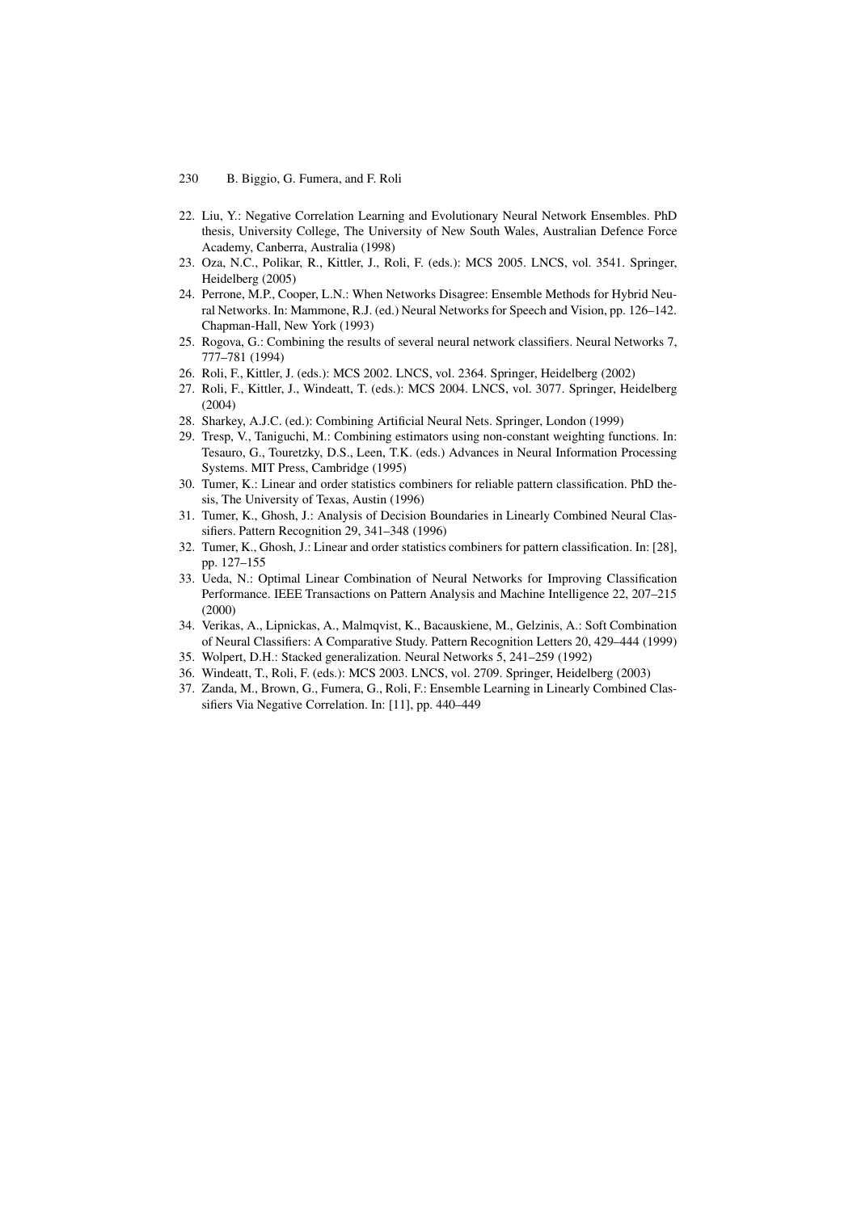22. Liu, Y.: Negative Correlation Learning and Evolutionary Neural Network Ensembles. PhD thesis, University College, The University of New South Wales, Australian Defence Force Academy, Canberra, Australia (1998)
23. Oza, N.C., Polikar, R., Kittler, J., Roli, F. (eds.): MCS 2005. LNCS, vol. 3541. Springer, Heidelberg (2005)
24. Perrone, M.P., Cooper, L.N.: When Networks Disagree: Ensemble Methods for Hybrid Neural Networks. In: Mammone, R.J. (ed.) Neural Networks for Speech and Vision, pp. 126–142. Chapman-Hall, New York (1993)
25. Rogova, G.: Combining the results of several neural network classifiers. Neural Networks 7, 777–781 (1994)
26. Roli, F., Kittler, J. (eds.): MCS 2002. LNCS, vol. 2364. Springer, Heidelberg (2002)
27. Roli, F., Kittler, J., Windeatt, T. (eds.): MCS 2004. LNCS, vol. 3077. Springer, Heidelberg (2004)
28. Sharkey, A.J.C. (ed.): Combining Artificial Neural Nets. Springer, London (1999)
29. Tresp, V., Taniguchi, M.: Combining estimators using non-constant weighting functions. In: Tesauro, G., Touretzky, D.S., Leen, T.K. (eds.) Advances in Neural Information Processing Systems. MIT Press, Cambridge (1995)
30. Tumer, K.: Linear and order statistics combiners for reliable pattern classification. PhD thesis, The University of Texas, Austin (1996)
31. Tumer, K., Ghosh, J.: Analysis of Decision Boundaries in Linearly Combined Neural Classifiers. Pattern Recognition 29, 341–348 (1996)
32. Tumer, K., Ghosh, J.: Linear and order statistics combiners for pattern classification. In: [28], pp. 127–155
33. Ueda, N.: Optimal Linear Combination of Neural Networks for Improving Classification Performance. IEEE Transactions on Pattern Analysis and Machine Intelligence 22, 207–215 (2000)
34. Verikas, A., Lipnickas, A., Malmqvist, K., Bacauskiene, M., Gelzinis, A.: Soft Combination of Neural Classifiers: A Comparative Study. Pattern Recognition Letters 20, 429–444 (1999)
35. Wolpert, D.H.: Stacked generalization. Neural Networks 5, 241–259 (1992)
36. Windeatt, T., Roli, F. (eds.): MCS 2003. LNCS, vol. 2709. Springer, Heidelberg (2003)
37. Zanda, M., Brown, G., Fumera, G., Roli, F.: Ensemble Learning in Linearly Combined Classifiers Via Negative Correlation. In: [11], pp. 440–449